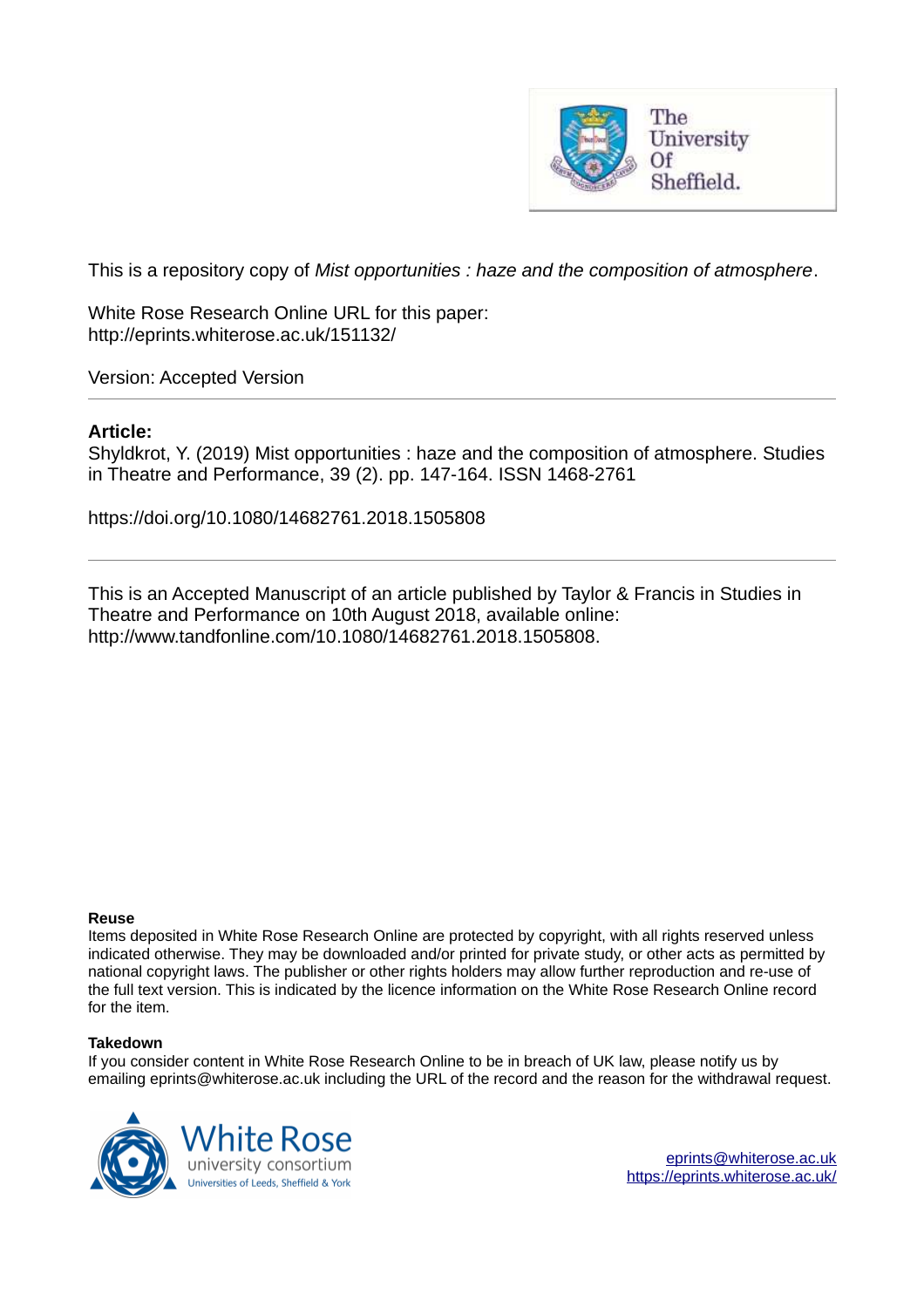This is a repository copy of *Mist opportunities : haze and the composition of atmosphere*.

White Rose Research Online URL for this paper:
http://eprints.whiterose.ac.uk/151132/

Version: Accepted Version

---

**Article:**

Shyldkrot, Y. (2019) Mist opportunities : haze and the composition of atmosphere. Studies in Theatre and Performance, 39 (2). pp. 147-164. ISSN 1468-2761

https://doi.org/10.1080/14682761.2018.1505808

---

This is an Accepted Manuscript of an article published by Taylor & Francis in Studies in Theatre and Performance on 10th August 2018, available online: http://www.tandfonline.com/10.1080/14682761.2018.1505808.

**Reuse**

Items deposited in White Rose Research Online are protected by copyright, with all rights reserved unless indicated otherwise. They may be downloaded and/or printed for private study, or other acts as permitted by national copyright laws. The publisher or other rights holders may allow further reproduction and re-use of the full text version. This is indicated by the licence information on the White Rose Research Online record for the item.

**Takedown**

If you consider content in White Rose Research Online to be in breach of UK law, please notify us by emailing eprints@whiterose.ac.uk including the URL of the record and the reason for the withdrawal request.

eprints@whiterose.ac.uk
https://eprints.whiterose.ac.uk/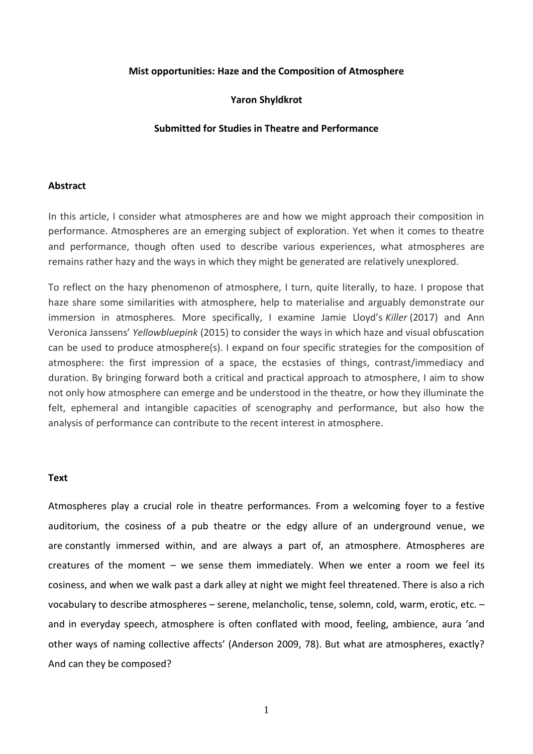**Mist opportunities: Haze and the Composition of Atmosphere**

**Yaron Shyldkrot**

**Submitted for Studies in Theatre and Performance**

**Abstract**

In this article, I consider what atmospheres are and how we might approach their composition in performance. Atmospheres are an emerging subject of exploration. Yet when it comes to theatre and performance, though often used to describe various experiences, what atmospheres are remains rather hazy and the ways in which they might be generated are relatively unexplored.

To reflect on the hazy phenomenon of atmosphere, I turn, quite literally, to haze. I propose that haze share some similarities with atmosphere, help to materialise and arguably demonstrate our immersion in atmospheres. More specifically, I examine Jamie Lloyd's *Killer* (2017) and Ann Veronica Janssens' *Yellowbluepink* (2015) to consider the ways in which haze and visual obfuscation can be used to produce atmosphere(s). I expand on four specific strategies for the composition of atmosphere: the first impression of a space, the ecstasies of things, contrast/immediacy and duration. By bringing forward both a critical and practical approach to atmosphere, I aim to show not only how atmosphere can emerge and be understood in the theatre, or how they illuminate the felt, ephemeral and intangible capacities of scenography and performance, but also how the analysis of performance can contribute to the recent interest in atmosphere.

**Text**

Atmospheres play a crucial role in theatre performances. From a welcoming foyer to a festive auditorium, the cosiness of a pub theatre or the edgy allure of an underground venue, we are constantly immersed within, and are always a part of, an atmosphere. Atmospheres are creatures of the moment – we sense them immediately. When we enter a room we feel its cosiness, and when we walk past a dark alley at night we might feel threatened. There is also a rich vocabulary to describe atmospheres – serene, melancholic, tense, solemn, cold, warm, erotic, etc. – and in everyday speech, atmosphere is often conflated with mood, feeling, ambience, aura 'and other ways of naming collective affects' (Anderson 2009, 78). But what are atmospheres, exactly? And can they be composed?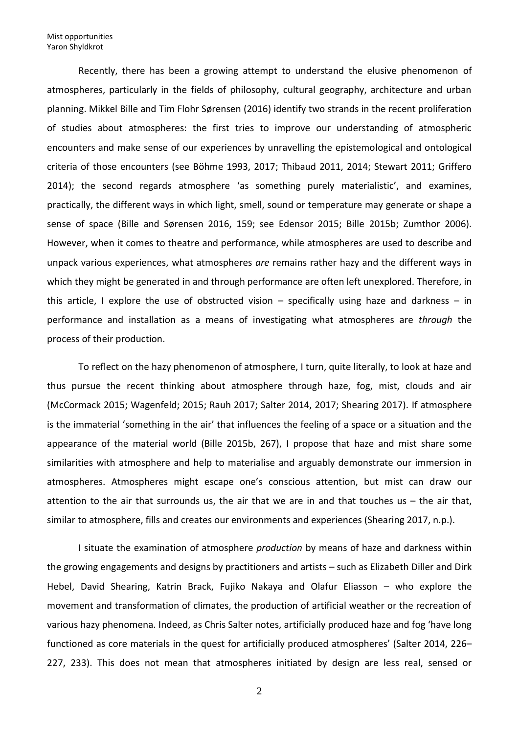Recently, there has been a growing attempt to understand the elusive phenomenon of atmospheres, particularly in the fields of philosophy, cultural geography, architecture and urban planning. Mikkel Bille and Tim Flohr Sørensen (2016) identify two strands in the recent proliferation of studies about atmospheres: the first tries to improve our understanding of atmospheric encounters and make sense of our experiences by unravelling the epistemological and ontological criteria of those encounters (see Böhme 1993, 2017; Thibaud 2011, 2014; Stewart 2011; Griffero 2014); the second regards atmosphere 'as something purely materialistic', and examines, practically, the different ways in which light, smell, sound or temperature may generate or shape a sense of space (Bille and Sørensen 2016, 159; see Edensor 2015; Bille 2015b; Zumthor 2006). However, when it comes to theatre and performance, while atmospheres are used to describe and unpack various experiences, what atmospheres *are* remains rather hazy and the different ways in which they might be generated in and through performance are often left unexplored. Therefore, in this article, I explore the use of obstructed vision – specifically using haze and darkness – in performance and installation as a means of investigating what atmospheres are *through* the process of their production.

To reflect on the hazy phenomenon of atmosphere, I turn, quite literally, to look at haze and thus pursue the recent thinking about atmosphere through haze, fog, mist, clouds and air (McCormack 2015; Wagenfeld; 2015; Rauh 2017; Salter 2014, 2017; Shearing 2017). If atmosphere is the immaterial 'something in the air' that influences the feeling of a space or a situation and the appearance of the material world (Bille 2015b, 267), I propose that haze and mist share some similarities with atmosphere and help to materialise and arguably demonstrate our immersion in atmospheres. Atmospheres might escape one's conscious attention, but mist can draw our attention to the air that surrounds us, the air that we are in and that touches us – the air that, similar to atmosphere, fills and creates our environments and experiences (Shearing 2017, n.p.).

I situate the examination of atmosphere *production* by means of haze and darkness within the growing engagements and designs by practitioners and artists – such as Elizabeth Diller and Dirk Hebel, David Shearing, Katrin Brack, Fujiko Nakaya and Olafur Eliasson – who explore the movement and transformation of climates, the production of artificial weather or the recreation of various hazy phenomena. Indeed, as Chris Salter notes, artificially produced haze and fog 'have long functioned as core materials in the quest for artificially produced atmospheres' (Salter 2014, 226–227, 233). This does not mean that atmospheres initiated by design are less real, sensed or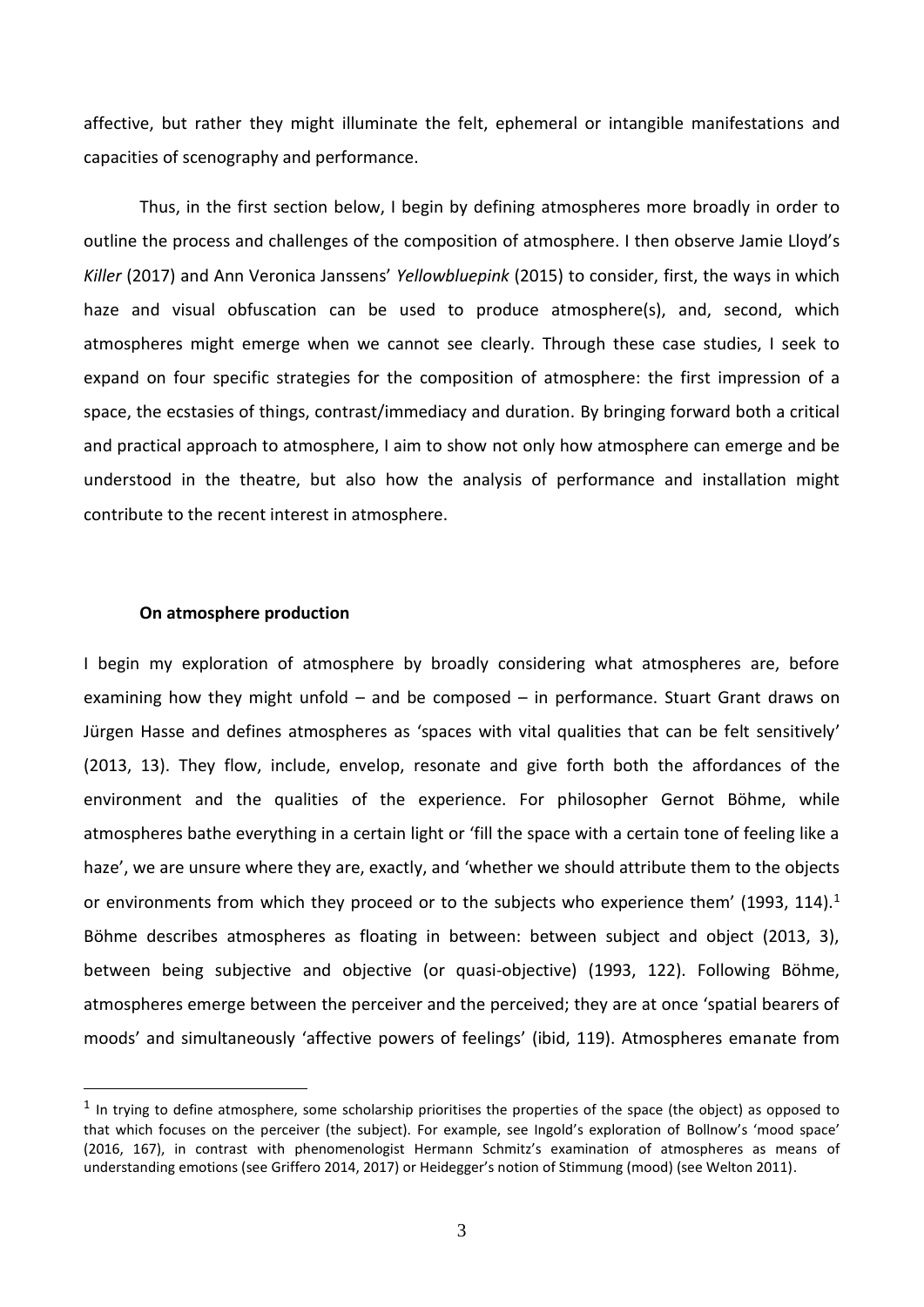affective, but rather they might illuminate the felt, ephemeral or intangible manifestations and capacities of scenography and performance.

Thus, in the first section below, I begin by defining atmospheres more broadly in order to outline the process and challenges of the composition of atmosphere. I then observe Jamie Lloyd's *Killer* (2017) and Ann Veronica Janssens' *Yellowbluepink* (2015) to consider, first, the ways in which haze and visual obfuscation can be used to produce atmosphere(s), and, second, which atmospheres might emerge when we cannot see clearly. Through these case studies, I seek to expand on four specific strategies for the composition of atmosphere: the first impression of a space, the ecstasies of things, contrast/immediacy and duration. By bringing forward both a critical and practical approach to atmosphere, I aim to show not only how atmosphere can emerge and be understood in the theatre, but also how the analysis of performance and installation might contribute to the recent interest in atmosphere.

### On atmosphere production

I begin my exploration of atmosphere by broadly considering what atmospheres are, before examining how they might unfold – and be composed – in performance. Stuart Grant draws on Jürgen Hasse and defines atmospheres as 'spaces with vital qualities that can be felt sensitively' (2013, 13). They flow, include, envelop, resonate and give forth both the affordances of the environment and the qualities of the experience. For philosopher Gernot Böhme, while atmospheres bathe everything in a certain light or 'fill the space with a certain tone of feeling like a haze', we are unsure where they are, exactly, and 'whether we should attribute them to the objects or environments from which they proceed or to the subjects who experience them' (1993, 114).[1] Böhme describes atmospheres as floating in between: between subject and object (2013, 3), between being subjective and objective (or quasi-objective) (1993, 122). Following Böhme, atmospheres emerge between the perceiver and the perceived; they are at once 'spatial bearers of moods' and simultaneously 'affective powers of feelings' (ibid, 119). Atmospheres emanate from

[1] In trying to define atmosphere, some scholarship prioritises the properties of the space (the object) as opposed to that which focuses on the perceiver (the subject). For example, see Ingold's exploration of Bollnow's 'mood space' (2016, 167), in contrast with phenomenologist Hermann Schmitz's examination of atmospheres as means of understanding emotions (see Griffero 2014, 2017) or Heidegger's notion of Stimmung (mood) (see Welton 2011).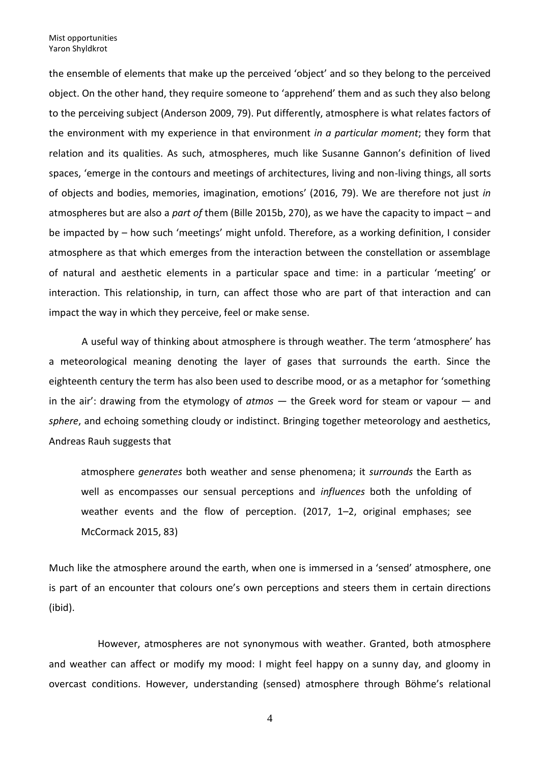the ensemble of elements that make up the perceived 'object' and so they belong to the perceived object. On the other hand, they require someone to 'apprehend' them and as such they also belong to the perceiving subject (Anderson 2009, 79). Put differently, atmosphere is what relates factors of the environment with my experience in that environment *in a particular moment*; they form that relation and its qualities. As such, atmospheres, much like Susanne Gannon's definition of lived spaces, 'emerge in the contours and meetings of architectures, living and non-living things, all sorts of objects and bodies, memories, imagination, emotions' (2016, 79). We are therefore not just *in* atmospheres but are also a *part of* them (Bille 2015b, 270), as we have the capacity to impact – and be impacted by – how such 'meetings' might unfold. Therefore, as a working definition, I consider atmosphere as that which emerges from the interaction between the constellation or assemblage of natural and aesthetic elements in a particular space and time: in a particular 'meeting' or interaction. This relationship, in turn, can affect those who are part of that interaction and can impact the way in which they perceive, feel or make sense.

A useful way of thinking about atmosphere is through weather. The term 'atmosphere' has a meteorological meaning denoting the layer of gases that surrounds the earth. Since the eighteenth century the term has also been used to describe mood, or as a metaphor for 'something in the air': drawing from the etymology of *atmos* — the Greek word for steam or vapour — and *sphere*, and echoing something cloudy or indistinct. Bringing together meteorology and aesthetics, Andreas Rauh suggests that

> atmosphere *generates* both weather and sense phenomena; it *surrounds* the Earth as well as encompasses our sensual perceptions and *influences* both the unfolding of weather events and the flow of perception. (2017, 1–2, original emphases; see McCormack 2015, 83)

Much like the atmosphere around the earth, when one is immersed in a 'sensed' atmosphere, one is part of an encounter that colours one's own perceptions and steers them in certain directions (ibid).

However, atmospheres are not synonymous with weather. Granted, both atmosphere and weather can affect or modify my mood: I might feel happy on a sunny day, and gloomy in overcast conditions. However, understanding (sensed) atmosphere through Böhme's relational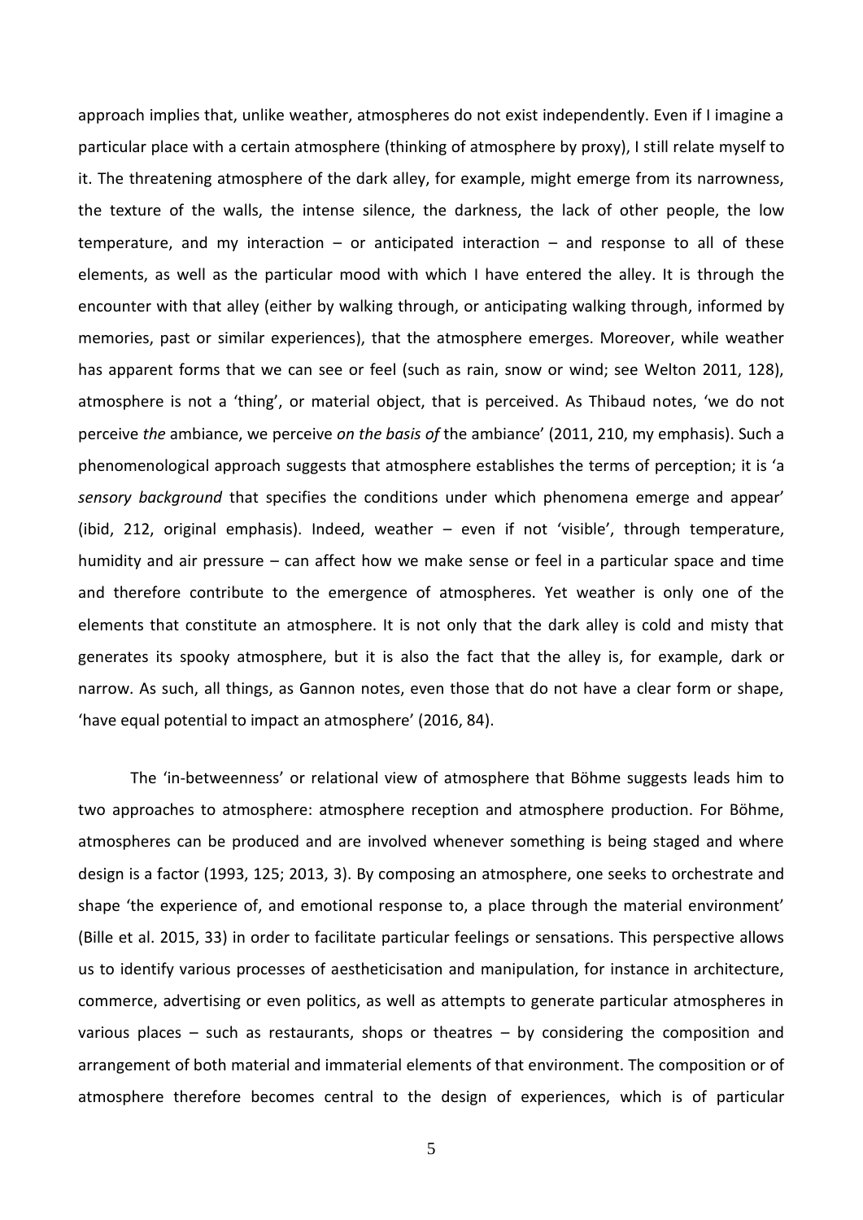approach implies that, unlike weather, atmospheres do not exist independently. Even if I imagine a particular place with a certain atmosphere (thinking of atmosphere by proxy), I still relate myself to it. The threatening atmosphere of the dark alley, for example, might emerge from its narrowness, the texture of the walls, the intense silence, the darkness, the lack of other people, the low temperature, and my interaction – or anticipated interaction – and response to all of these elements, as well as the particular mood with which I have entered the alley. It is through the encounter with that alley (either by walking through, or anticipating walking through, informed by memories, past or similar experiences), that the atmosphere emerges. Moreover, while weather has apparent forms that we can see or feel (such as rain, snow or wind; see Welton 2011, 128), atmosphere is not a 'thing', or material object, that is perceived. As Thibaud notes, 'we do not perceive *the* ambiance, we perceive *on the basis of* the ambiance' (2011, 210, my emphasis). Such a phenomenological approach suggests that atmosphere establishes the terms of perception; it is 'a *sensory background* that specifies the conditions under which phenomena emerge and appear' (ibid, 212, original emphasis). Indeed, weather – even if not 'visible', through temperature, humidity and air pressure – can affect how we make sense or feel in a particular space and time and therefore contribute to the emergence of atmospheres. Yet weather is only one of the elements that constitute an atmosphere. It is not only that the dark alley is cold and misty that generates its spooky atmosphere, but it is also the fact that the alley is, for example, dark or narrow. As such, all things, as Gannon notes, even those that do not have a clear form or shape, 'have equal potential to impact an atmosphere' (2016, 84).

The 'in-betweenness' or relational view of atmosphere that Böhme suggests leads him to two approaches to atmosphere: atmosphere reception and atmosphere production. For Böhme, atmospheres can be produced and are involved whenever something is being staged and where design is a factor (1993, 125; 2013, 3). By composing an atmosphere, one seeks to orchestrate and shape 'the experience of, and emotional response to, a place through the material environment' (Bille et al. 2015, 33) in order to facilitate particular feelings or sensations. This perspective allows us to identify various processes of aestheticisation and manipulation, for instance in architecture, commerce, advertising or even politics, as well as attempts to generate particular atmospheres in various places – such as restaurants, shops or theatres – by considering the composition and arrangement of both material and immaterial elements of that environment. The composition or of atmosphere therefore becomes central to the design of experiences, which is of particular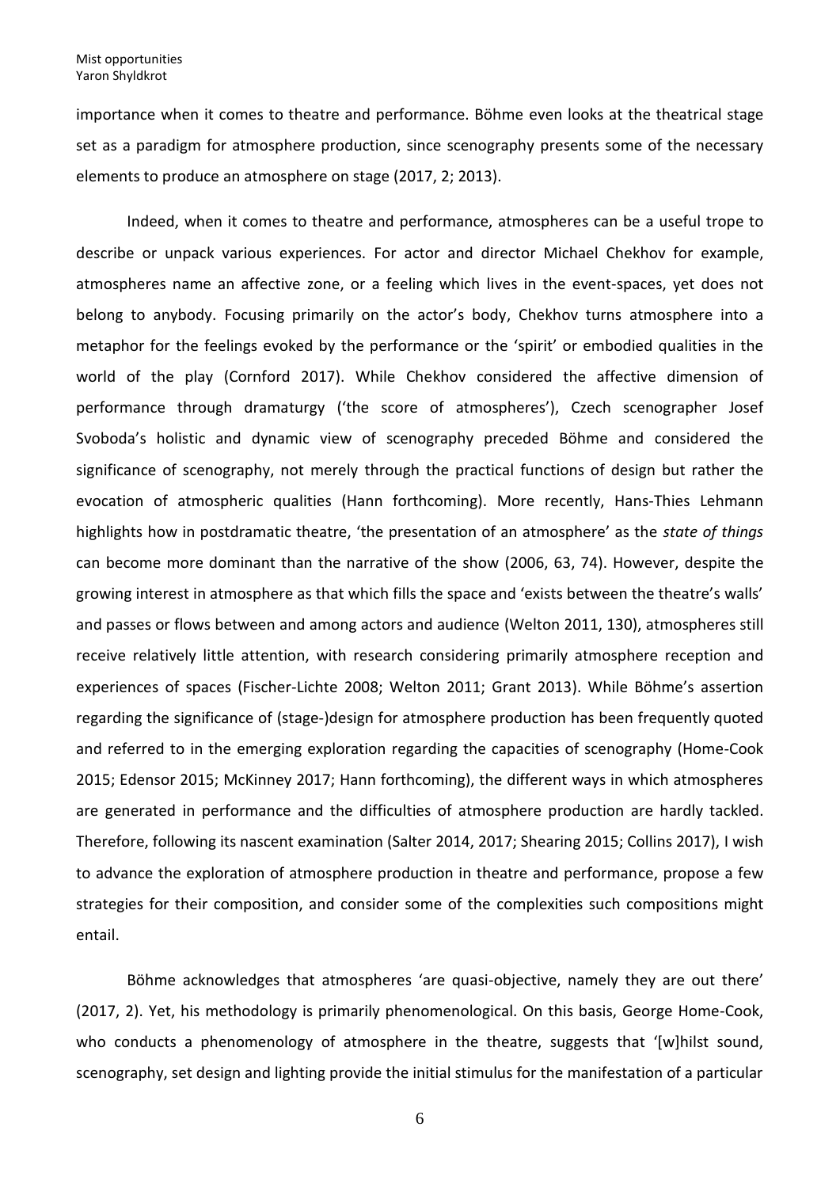importance when it comes to theatre and performance. Böhme even looks at the theatrical stage set as a paradigm for atmosphere production, since scenography presents some of the necessary elements to produce an atmosphere on stage (2017, 2; 2013).

Indeed, when it comes to theatre and performance, atmospheres can be a useful trope to describe or unpack various experiences. For actor and director Michael Chekhov for example, atmospheres name an affective zone, or a feeling which lives in the event-spaces, yet does not belong to anybody. Focusing primarily on the actor's body, Chekhov turns atmosphere into a metaphor for the feelings evoked by the performance or the 'spirit' or embodied qualities in the world of the play (Cornford 2017). While Chekhov considered the affective dimension of performance through dramaturgy ('the score of atmospheres'), Czech scenographer Josef Svoboda's holistic and dynamic view of scenography preceded Böhme and considered the significance of scenography, not merely through the practical functions of design but rather the evocation of atmospheric qualities (Hann forthcoming). More recently, Hans-Thies Lehmann highlights how in postdramatic theatre, 'the presentation of an atmosphere' as the *state of things* can become more dominant than the narrative of the show (2006, 63, 74). However, despite the growing interest in atmosphere as that which fills the space and 'exists between the theatre's walls' and passes or flows between and among actors and audience (Welton 2011, 130), atmospheres still receive relatively little attention, with research considering primarily atmosphere reception and experiences of spaces (Fischer-Lichte 2008; Welton 2011; Grant 2013). While Böhme's assertion regarding the significance of (stage-)design for atmosphere production has been frequently quoted and referred to in the emerging exploration regarding the capacities of scenography (Home-Cook 2015; Edensor 2015; McKinney 2017; Hann forthcoming), the different ways in which atmospheres are generated in performance and the difficulties of atmosphere production are hardly tackled. Therefore, following its nascent examination (Salter 2014, 2017; Shearing 2015; Collins 2017), I wish to advance the exploration of atmosphere production in theatre and performance, propose a few strategies for their composition, and consider some of the complexities such compositions might entail.

Böhme acknowledges that atmospheres 'are quasi-objective, namely they are out there' (2017, 2). Yet, his methodology is primarily phenomenological. On this basis, George Home-Cook, who conducts a phenomenology of atmosphere in the theatre, suggests that '[w]hilst sound, scenography, set design and lighting provide the initial stimulus for the manifestation of a particular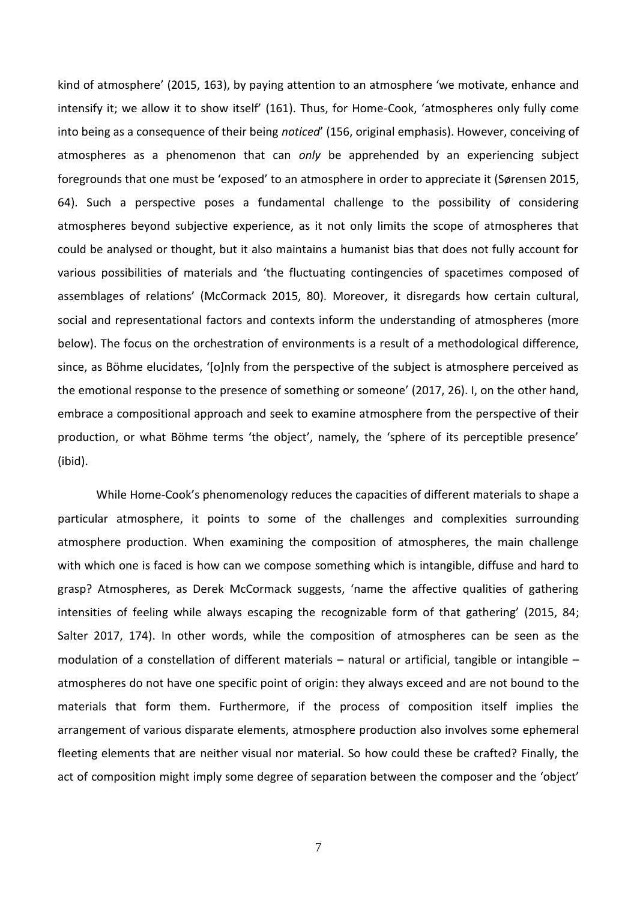kind of atmosphere' (2015, 163), by paying attention to an atmosphere 'we motivate, enhance and intensify it; we allow it to show itself' (161). Thus, for Home-Cook, 'atmospheres only fully come into being as a consequence of their being *noticed*' (156, original emphasis). However, conceiving of atmospheres as a phenomenon that can *only* be apprehended by an experiencing subject foregrounds that one must be 'exposed' to an atmosphere in order to appreciate it (Sørensen 2015, 64). Such a perspective poses a fundamental challenge to the possibility of considering atmospheres beyond subjective experience, as it not only limits the scope of atmospheres that could be analysed or thought, but it also maintains a humanist bias that does not fully account for various possibilities of materials and 'the fluctuating contingencies of spacetimes composed of assemblages of relations' (McCormack 2015, 80). Moreover, it disregards how certain cultural, social and representational factors and contexts inform the understanding of atmospheres (more below). The focus on the orchestration of environments is a result of a methodological difference, since, as Böhme elucidates, '[o]nly from the perspective of the subject is atmosphere perceived as the emotional response to the presence of something or someone' (2017, 26). I, on the other hand, embrace a compositional approach and seek to examine atmosphere from the perspective of their production, or what Böhme terms 'the object', namely, the 'sphere of its perceptible presence' (ibid).

While Home-Cook's phenomenology reduces the capacities of different materials to shape a particular atmosphere, it points to some of the challenges and complexities surrounding atmosphere production. When examining the composition of atmospheres, the main challenge with which one is faced is how can we compose something which is intangible, diffuse and hard to grasp? Atmospheres, as Derek McCormack suggests, 'name the affective qualities of gathering intensities of feeling while always escaping the recognizable form of that gathering' (2015, 84; Salter 2017, 174). In other words, while the composition of atmospheres can be seen as the modulation of a constellation of different materials – natural or artificial, tangible or intangible – atmospheres do not have one specific point of origin: they always exceed and are not bound to the materials that form them. Furthermore, if the process of composition itself implies the arrangement of various disparate elements, atmosphere production also involves some ephemeral fleeting elements that are neither visual nor material. So how could these be crafted? Finally, the act of composition might imply some degree of separation between the composer and the 'object'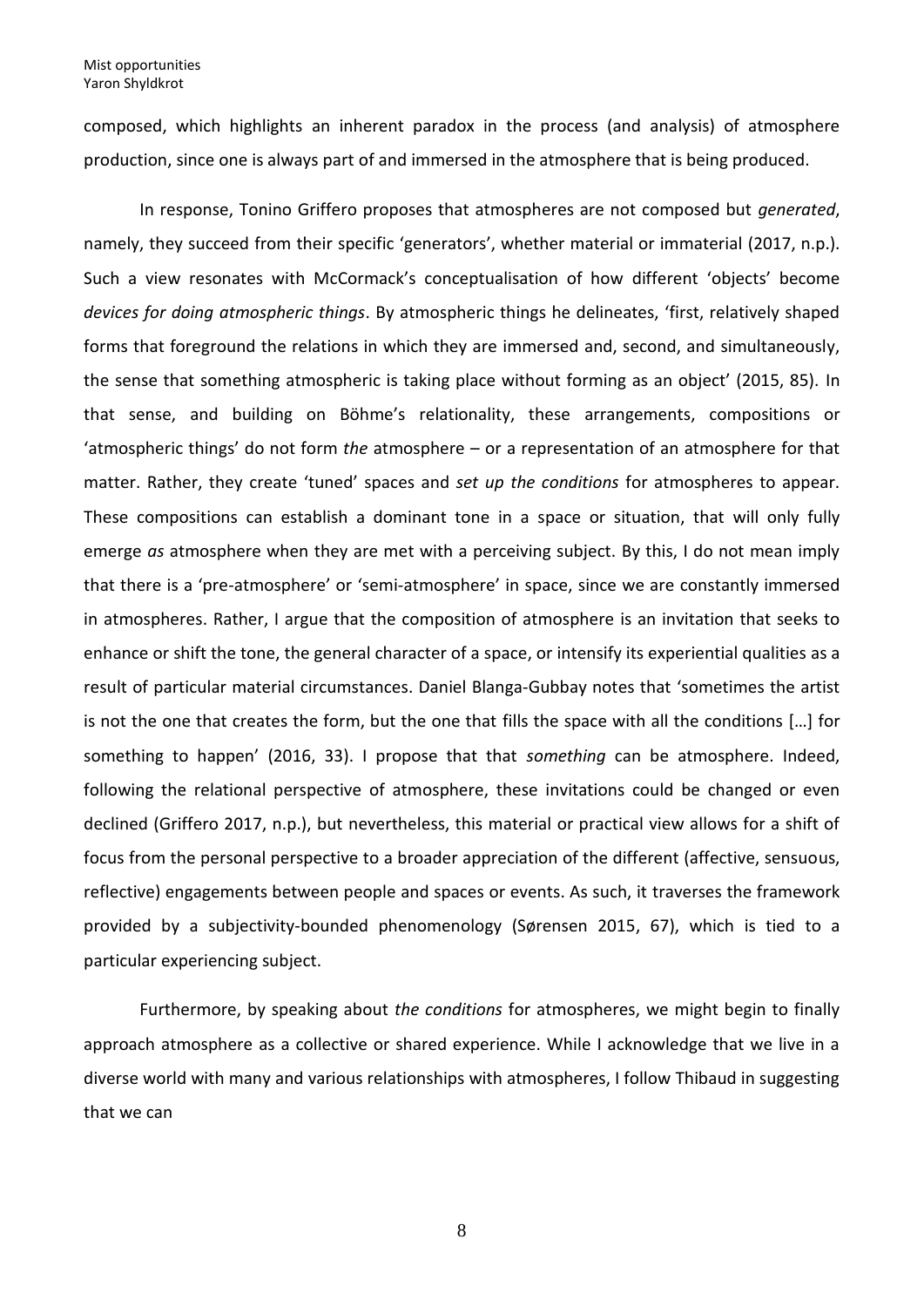composed, which highlights an inherent paradox in the process (and analysis) of atmosphere production, since one is always part of and immersed in the atmosphere that is being produced.

In response, Tonino Griffero proposes that atmospheres are not composed but *generated*, namely, they succeed from their specific 'generators', whether material or immaterial (2017, n.p.). Such a view resonates with McCormack's conceptualisation of how different 'objects' become *devices for doing atmospheric things*. By atmospheric things he delineates, 'first, relatively shaped forms that foreground the relations in which they are immersed and, second, and simultaneously, the sense that something atmospheric is taking place without forming as an object' (2015, 85). In that sense, and building on Böhme's relationality, these arrangements, compositions or 'atmospheric things' do not form *the* atmosphere – or a representation of an atmosphere for that matter. Rather, they create 'tuned' spaces and *set up the conditions* for atmospheres to appear. These compositions can establish a dominant tone in a space or situation, that will only fully emerge *as* atmosphere when they are met with a perceiving subject. By this, I do not mean imply that there is a 'pre-atmosphere' or 'semi-atmosphere' in space, since we are constantly immersed in atmospheres. Rather, I argue that the composition of atmosphere is an invitation that seeks to enhance or shift the tone, the general character of a space, or intensify its experiential qualities as a result of particular material circumstances. Daniel Blanga-Gubbay notes that 'sometimes the artist is not the one that creates the form, but the one that fills the space with all the conditions […] for something to happen' (2016, 33). I propose that that *something* can be atmosphere. Indeed, following the relational perspective of atmosphere, these invitations could be changed or even declined (Griffero 2017, n.p.), but nevertheless, this material or practical view allows for a shift of focus from the personal perspective to a broader appreciation of the different (affective, sensuous, reflective) engagements between people and spaces or events. As such, it traverses the framework provided by a subjectivity-bounded phenomenology (Sørensen 2015, 67), which is tied to a particular experiencing subject.

Furthermore, by speaking about *the conditions* for atmospheres, we might begin to finally approach atmosphere as a collective or shared experience. While I acknowledge that we live in a diverse world with many and various relationships with atmospheres, I follow Thibaud in suggesting that we can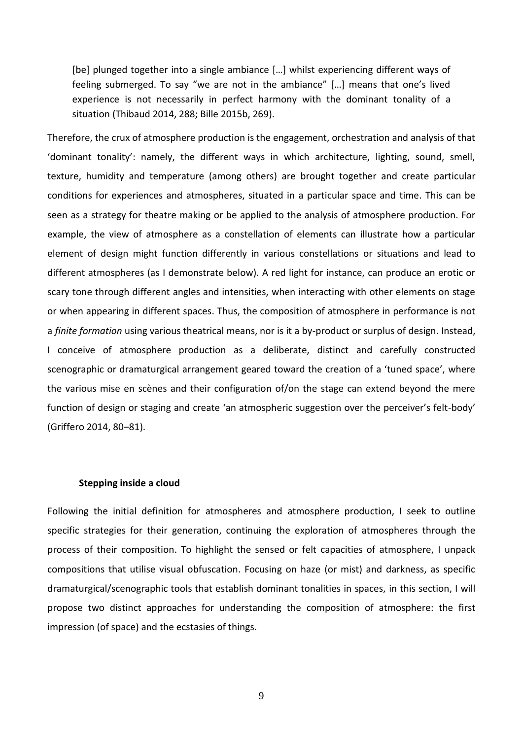> [be] plunged together into a single ambiance […] whilst experiencing different ways of feeling submerged. To say “we are not in the ambiance” […] means that one’s lived experience is not necessarily in perfect harmony with the dominant tonality of a situation (Thibaud 2014, 288; Bille 2015b, 269).

Therefore, the crux of atmosphere production is the engagement, orchestration and analysis of that ‘dominant tonality’: namely, the different ways in which architecture, lighting, sound, smell, texture, humidity and temperature (among others) are brought together and create particular conditions for experiences and atmospheres, situated in a particular space and time. This can be seen as a strategy for theatre making or be applied to the analysis of atmosphere production. For example, the view of atmosphere as a constellation of elements can illustrate how a particular element of design might function differently in various constellations or situations and lead to different atmospheres (as I demonstrate below). A red light for instance, can produce an erotic or scary tone through different angles and intensities, when interacting with other elements on stage or when appearing in different spaces. Thus, the composition of atmosphere in performance is not a *finite formation* using various theatrical means, nor is it a by-product or surplus of design. Instead, I conceive of atmosphere production as a deliberate, distinct and carefully constructed scenographic or dramaturgical arrangement geared toward the creation of a ‘tuned space’, where the various mise en scènes and their configuration of/on the stage can extend beyond the mere function of design or staging and create ‘an atmospheric suggestion over the perceiver’s felt-body’ (Griffero 2014, 80–81).

### Stepping inside a cloud

Following the initial definition for atmospheres and atmosphere production, I seek to outline specific strategies for their generation, continuing the exploration of atmospheres through the process of their composition. To highlight the sensed or felt capacities of atmosphere, I unpack compositions that utilise visual obfuscation. Focusing on haze (or mist) and darkness, as specific dramaturgical/scenographic tools that establish dominant tonalities in spaces, in this section, I will propose two distinct approaches for understanding the composition of atmosphere: the first impression (of space) and the ecstasies of things.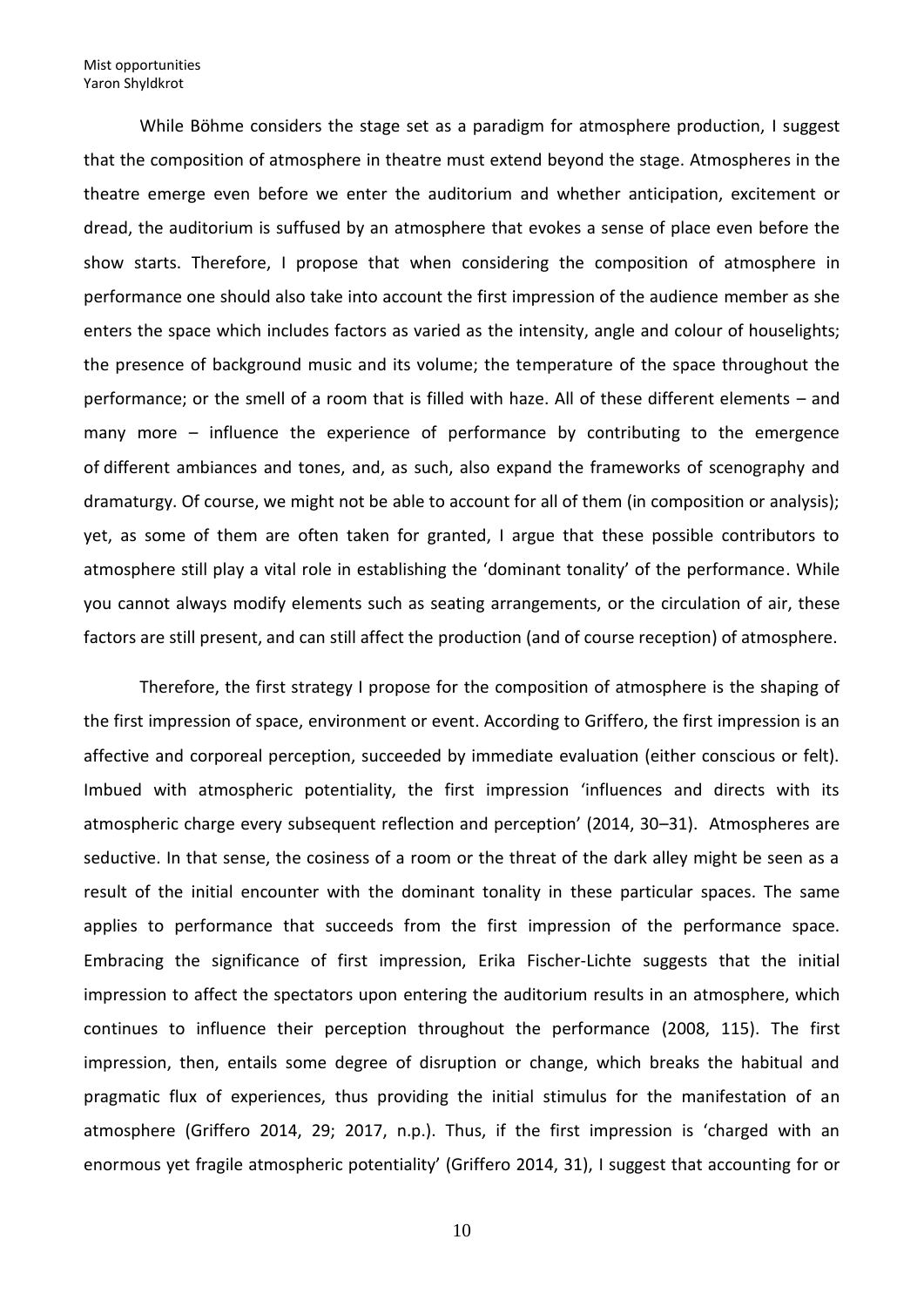While Böhme considers the stage set as a paradigm for atmosphere production, I suggest that the composition of atmosphere in theatre must extend beyond the stage. Atmospheres in the theatre emerge even before we enter the auditorium and whether anticipation, excitement or dread, the auditorium is suffused by an atmosphere that evokes a sense of place even before the show starts. Therefore, I propose that when considering the composition of atmosphere in performance one should also take into account the first impression of the audience member as she enters the space which includes factors as varied as the intensity, angle and colour of houselights; the presence of background music and its volume; the temperature of the space throughout the performance; or the smell of a room that is filled with haze. All of these different elements – and many more – influence the experience of performance by contributing to the emergence of different ambiances and tones, and, as such, also expand the frameworks of scenography and dramaturgy. Of course, we might not be able to account for all of them (in composition or analysis); yet, as some of them are often taken for granted, I argue that these possible contributors to atmosphere still play a vital role in establishing the 'dominant tonality' of the performance. While you cannot always modify elements such as seating arrangements, or the circulation of air, these factors are still present, and can still affect the production (and of course reception) of atmosphere.

Therefore, the first strategy I propose for the composition of atmosphere is the shaping of the first impression of space, environment or event. According to Griffero, the first impression is an affective and corporeal perception, succeeded by immediate evaluation (either conscious or felt). Imbued with atmospheric potentiality, the first impression 'influences and directs with its atmospheric charge every subsequent reflection and perception' (2014, 30–31). Atmospheres are seductive. In that sense, the cosiness of a room or the threat of the dark alley might be seen as a result of the initial encounter with the dominant tonality in these particular spaces. The same applies to performance that succeeds from the first impression of the performance space. Embracing the significance of first impression, Erika Fischer-Lichte suggests that the initial impression to affect the spectators upon entering the auditorium results in an atmosphere, which continues to influence their perception throughout the performance (2008, 115). The first impression, then, entails some degree of disruption or change, which breaks the habitual and pragmatic flux of experiences, thus providing the initial stimulus for the manifestation of an atmosphere (Griffero 2014, 29; 2017, n.p.). Thus, if the first impression is 'charged with an enormous yet fragile atmospheric potentiality' (Griffero 2014, 31), I suggest that accounting for or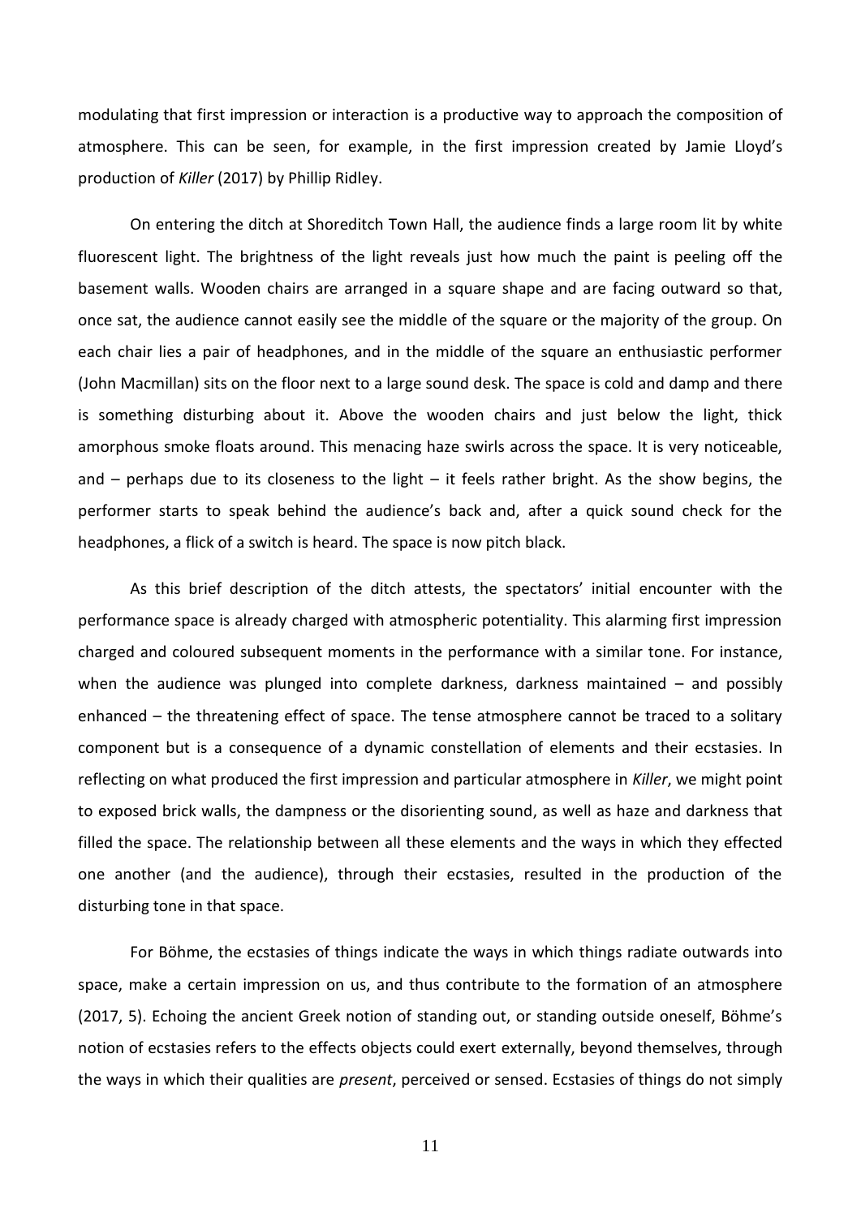modulating that first impression or interaction is a productive way to approach the composition of atmosphere. This can be seen, for example, in the first impression created by Jamie Lloyd's production of *Killer* (2017) by Phillip Ridley.

On entering the ditch at Shoreditch Town Hall, the audience finds a large room lit by white fluorescent light. The brightness of the light reveals just how much the paint is peeling off the basement walls. Wooden chairs are arranged in a square shape and are facing outward so that, once sat, the audience cannot easily see the middle of the square or the majority of the group. On each chair lies a pair of headphones, and in the middle of the square an enthusiastic performer (John Macmillan) sits on the floor next to a large sound desk. The space is cold and damp and there is something disturbing about it. Above the wooden chairs and just below the light, thick amorphous smoke floats around. This menacing haze swirls across the space. It is very noticeable, and – perhaps due to its closeness to the light – it feels rather bright. As the show begins, the performer starts to speak behind the audience's back and, after a quick sound check for the headphones, a flick of a switch is heard. The space is now pitch black.

As this brief description of the ditch attests, the spectators' initial encounter with the performance space is already charged with atmospheric potentiality. This alarming first impression charged and coloured subsequent moments in the performance with a similar tone. For instance, when the audience was plunged into complete darkness, darkness maintained – and possibly enhanced – the threatening effect of space. The tense atmosphere cannot be traced to a solitary component but is a consequence of a dynamic constellation of elements and their ecstasies. In reflecting on what produced the first impression and particular atmosphere in *Killer*, we might point to exposed brick walls, the dampness or the disorienting sound, as well as haze and darkness that filled the space. The relationship between all these elements and the ways in which they effected one another (and the audience), through their ecstasies, resulted in the production of the disturbing tone in that space.

For Böhme, the ecstasies of things indicate the ways in which things radiate outwards into space, make a certain impression on us, and thus contribute to the formation of an atmosphere (2017, 5). Echoing the ancient Greek notion of standing out, or standing outside oneself, Böhme's notion of ecstasies refers to the effects objects could exert externally, beyond themselves, through the ways in which their qualities are *present*, perceived or sensed. Ecstasies of things do not simply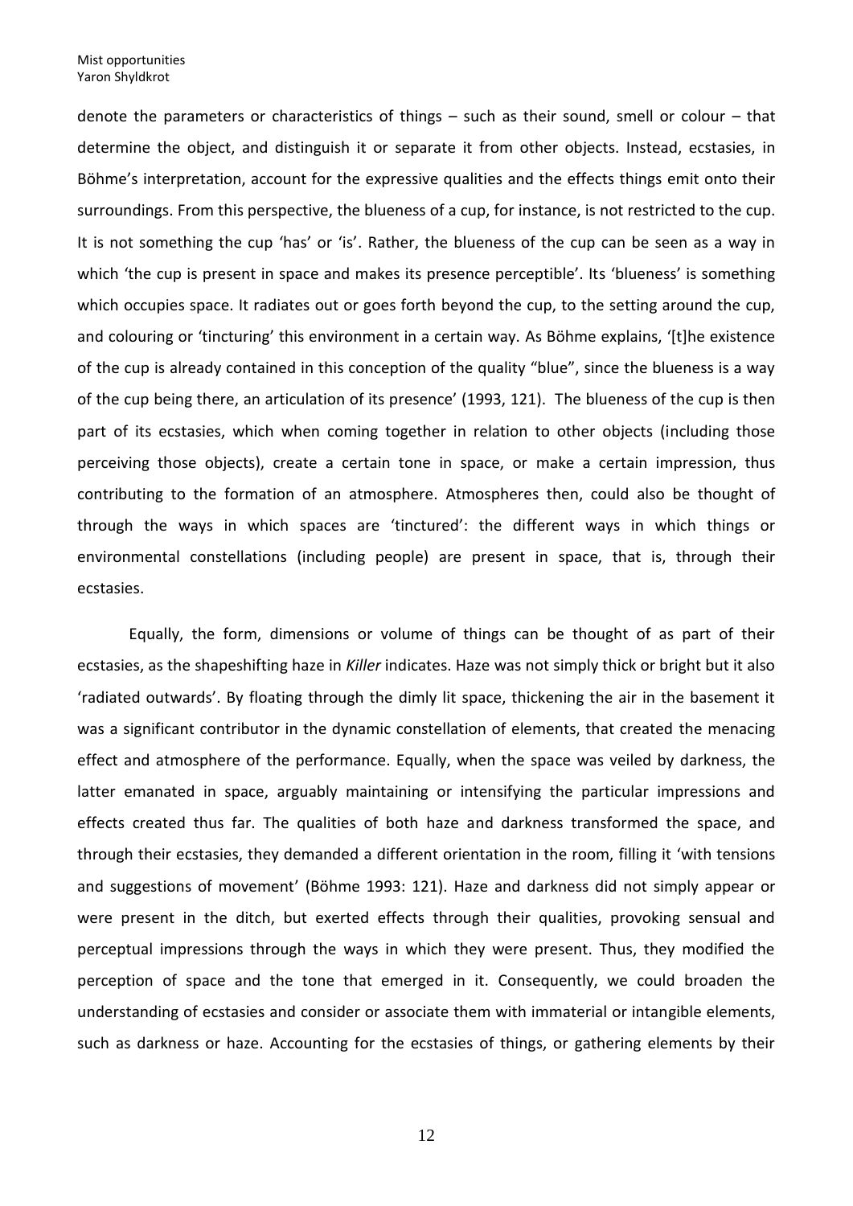denote the parameters or characteristics of things – such as their sound, smell or colour – that determine the object, and distinguish it or separate it from other objects. Instead, ecstasies, in Böhme's interpretation, account for the expressive qualities and the effects things emit onto their surroundings. From this perspective, the blueness of a cup, for instance, is not restricted to the cup. It is not something the cup 'has' or 'is'. Rather, the blueness of the cup can be seen as a way in which 'the cup is present in space and makes its presence perceptible'. Its 'blueness' is something which occupies space. It radiates out or goes forth beyond the cup, to the setting around the cup, and colouring or 'tincturing' this environment in a certain way. As Böhme explains, '[t]he existence of the cup is already contained in this conception of the quality "blue", since the blueness is a way of the cup being there, an articulation of its presence' (1993, 121). The blueness of the cup is then part of its ecstasies, which when coming together in relation to other objects (including those perceiving those objects), create a certain tone in space, or make a certain impression, thus contributing to the formation of an atmosphere. Atmospheres then, could also be thought of through the ways in which spaces are 'tinctured': the different ways in which things or environmental constellations (including people) are present in space, that is, through their ecstasies.

Equally, the form, dimensions or volume of things can be thought of as part of their ecstasies, as the shapeshifting haze in *Killer* indicates. Haze was not simply thick or bright but it also 'radiated outwards'. By floating through the dimly lit space, thickening the air in the basement it was a significant contributor in the dynamic constellation of elements, that created the menacing effect and atmosphere of the performance. Equally, when the space was veiled by darkness, the latter emanated in space, arguably maintaining or intensifying the particular impressions and effects created thus far. The qualities of both haze and darkness transformed the space, and through their ecstasies, they demanded a different orientation in the room, filling it 'with tensions and suggestions of movement' (Böhme 1993: 121). Haze and darkness did not simply appear or were present in the ditch, but exerted effects through their qualities, provoking sensual and perceptual impressions through the ways in which they were present. Thus, they modified the perception of space and the tone that emerged in it. Consequently, we could broaden the understanding of ecstasies and consider or associate them with immaterial or intangible elements, such as darkness or haze. Accounting for the ecstasies of things, or gathering elements by their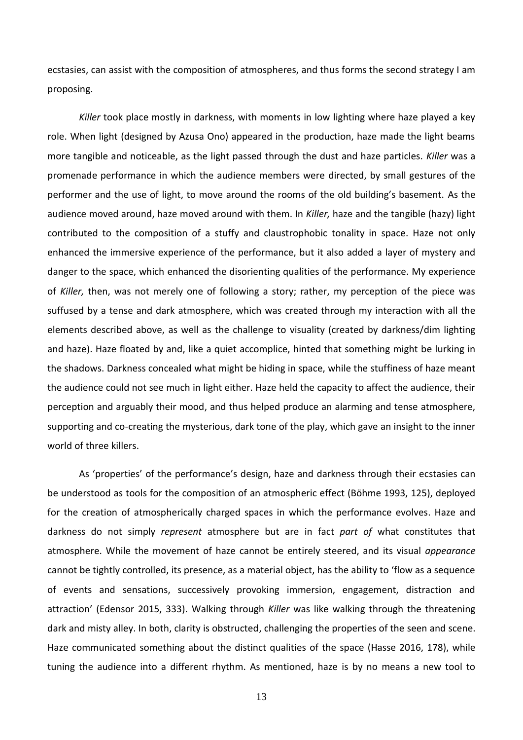ecstasies, can assist with the composition of atmospheres, and thus forms the second strategy I am proposing.

*Killer* took place mostly in darkness, with moments in low lighting where haze played a key role. When light (designed by Azusa Ono) appeared in the production, haze made the light beams more tangible and noticeable, as the light passed through the dust and haze particles. *Killer* was a promenade performance in which the audience members were directed, by small gestures of the performer and the use of light, to move around the rooms of the old building's basement. As the audience moved around, haze moved around with them. In *Killer,* haze and the tangible (hazy) light contributed to the composition of a stuffy and claustrophobic tonality in space. Haze not only enhanced the immersive experience of the performance, but it also added a layer of mystery and danger to the space, which enhanced the disorienting qualities of the performance. My experience of *Killer,* then, was not merely one of following a story; rather, my perception of the piece was suffused by a tense and dark atmosphere, which was created through my interaction with all the elements described above, as well as the challenge to visuality (created by darkness/dim lighting and haze). Haze floated by and, like a quiet accomplice, hinted that something might be lurking in the shadows. Darkness concealed what might be hiding in space, while the stuffiness of haze meant the audience could not see much in light either. Haze held the capacity to affect the audience, their perception and arguably their mood, and thus helped produce an alarming and tense atmosphere, supporting and co-creating the mysterious, dark tone of the play, which gave an insight to the inner world of three killers.

As 'properties' of the performance's design, haze and darkness through their ecstasies can be understood as tools for the composition of an atmospheric effect (Böhme 1993, 125), deployed for the creation of atmospherically charged spaces in which the performance evolves. Haze and darkness do not simply *represent* atmosphere but are in fact *part of* what constitutes that atmosphere. While the movement of haze cannot be entirely steered, and its visual *appearance* cannot be tightly controlled, its presence, as a material object, has the ability to 'flow as a sequence of events and sensations, successively provoking immersion, engagement, distraction and attraction' (Edensor 2015, 333). Walking through *Killer* was like walking through the threatening dark and misty alley. In both, clarity is obstructed, challenging the properties of the seen and scene. Haze communicated something about the distinct qualities of the space (Hasse 2016, 178), while tuning the audience into a different rhythm. As mentioned, haze is by no means a new tool to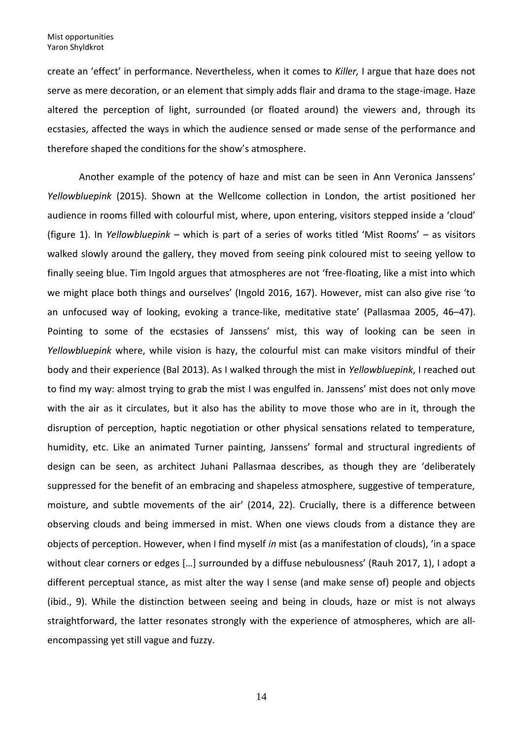create an 'effect' in performance. Nevertheless, when it comes to *Killer,* I argue that haze does not serve as mere decoration, or an element that simply adds flair and drama to the stage-image. Haze altered the perception of light, surrounded (or floated around) the viewers and, through its ecstasies, affected the ways in which the audience sensed or made sense of the performance and therefore shaped the conditions for the show's atmosphere.

Another example of the potency of haze and mist can be seen in Ann Veronica Janssens' *Yellowbluepink* (2015). Shown at the Wellcome collection in London, the artist positioned her audience in rooms filled with colourful mist, where, upon entering, visitors stepped inside a 'cloud' (figure 1). In *Yellowbluepink* – which is part of a series of works titled 'Mist Rooms' – as visitors walked slowly around the gallery, they moved from seeing pink coloured mist to seeing yellow to finally seeing blue. Tim Ingold argues that atmospheres are not 'free-floating, like a mist into which we might place both things and ourselves' (Ingold 2016, 167). However, mist can also give rise 'to an unfocused way of looking, evoking a trance-like, meditative state' (Pallasmaa 2005, 46–47). Pointing to some of the ecstasies of Janssens' mist, this way of looking can be seen in *Yellowbluepink* where, while vision is hazy, the colourful mist can make visitors mindful of their body and their experience (Bal 2013). As I walked through the mist in *Yellowbluepink*, I reached out to find my way: almost trying to grab the mist I was engulfed in. Janssens' mist does not only move with the air as it circulates, but it also has the ability to move those who are in it, through the disruption of perception, haptic negotiation or other physical sensations related to temperature, humidity, etc. Like an animated Turner painting, Janssens' formal and structural ingredients of design can be seen, as architect Juhani Pallasmaa describes, as though they are 'deliberately suppressed for the benefit of an embracing and shapeless atmosphere, suggestive of temperature, moisture, and subtle movements of the air' (2014, 22). Crucially, there is a difference between observing clouds and being immersed in mist. When one views clouds from a distance they are objects of perception. However, when I find myself *in* mist (as a manifestation of clouds), 'in a space without clear corners or edges […] surrounded by a diffuse nebulousness' (Rauh 2017, 1), I adopt a different perceptual stance, as mist alter the way I sense (and make sense of) people and objects (ibid., 9). While the distinction between seeing and being in clouds, haze or mist is not always straightforward, the latter resonates strongly with the experience of atmospheres, which are all-encompassing yet still vague and fuzzy.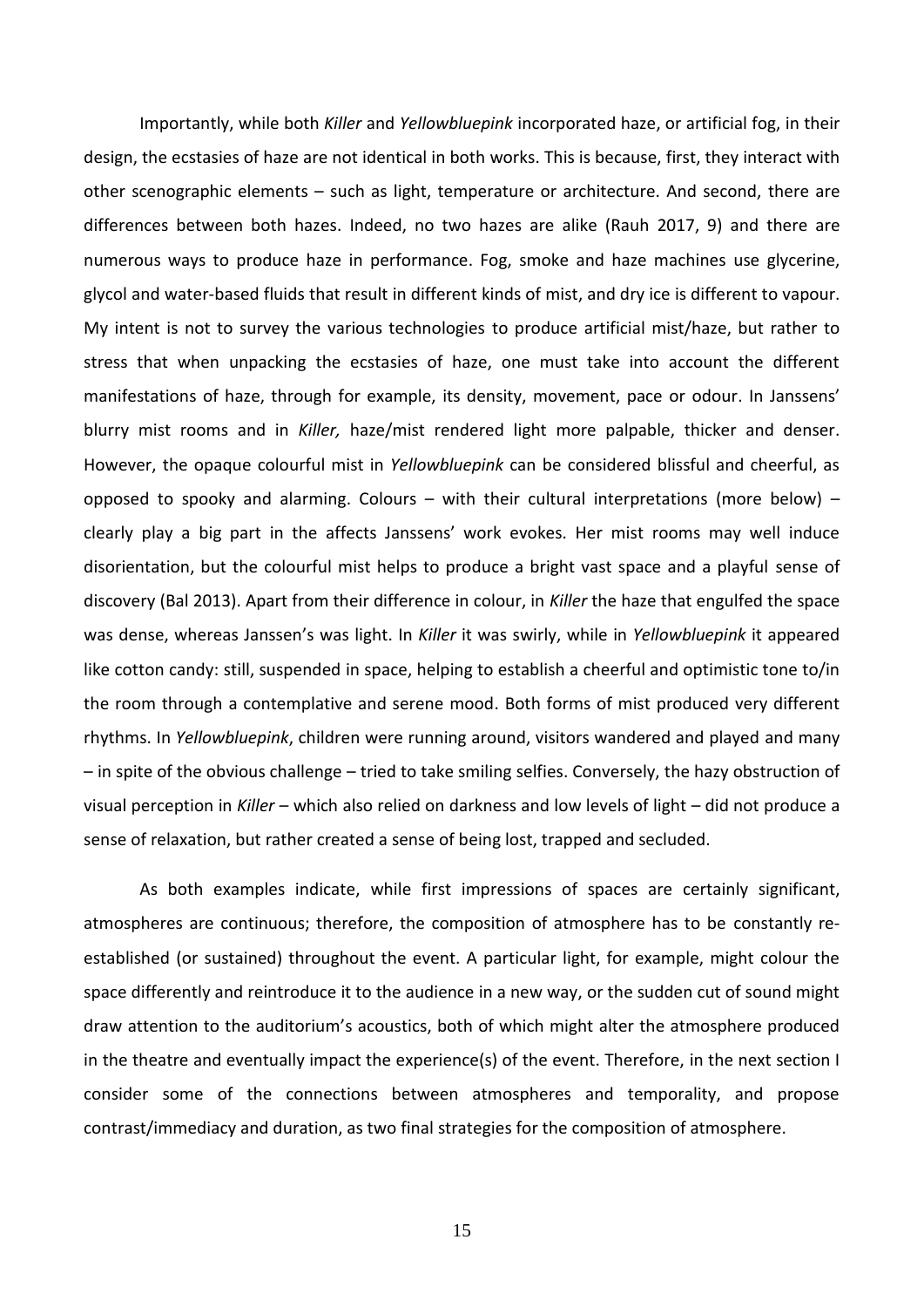Importantly, while both *Killer* and *Yellowbluepink* incorporated haze, or artificial fog, in their design, the ecstasies of haze are not identical in both works. This is because, first, they interact with other scenographic elements – such as light, temperature or architecture. And second, there are differences between both hazes. Indeed, no two hazes are alike (Rauh 2017, 9) and there are numerous ways to produce haze in performance. Fog, smoke and haze machines use glycerine, glycol and water-based fluids that result in different kinds of mist, and dry ice is different to vapour. My intent is not to survey the various technologies to produce artificial mist/haze, but rather to stress that when unpacking the ecstasies of haze, one must take into account the different manifestations of haze, through for example, its density, movement, pace or odour. In Janssens' blurry mist rooms and in *Killer,* haze/mist rendered light more palpable, thicker and denser. However, the opaque colourful mist in *Yellowbluepink* can be considered blissful and cheerful, as opposed to spooky and alarming. Colours – with their cultural interpretations (more below) – clearly play a big part in the affects Janssens' work evokes. Her mist rooms may well induce disorientation, but the colourful mist helps to produce a bright vast space and a playful sense of discovery (Bal 2013). Apart from their difference in colour, in *Killer* the haze that engulfed the space was dense, whereas Janssen's was light. In *Killer* it was swirly, while in *Yellowbluepink* it appeared like cotton candy: still, suspended in space, helping to establish a cheerful and optimistic tone to/in the room through a contemplative and serene mood. Both forms of mist produced very different rhythms. In *Yellowbluepink*, children were running around, visitors wandered and played and many – in spite of the obvious challenge – tried to take smiling selfies. Conversely, the hazy obstruction of visual perception in *Killer* – which also relied on darkness and low levels of light – did not produce a sense of relaxation, but rather created a sense of being lost, trapped and secluded.

As both examples indicate, while first impressions of spaces are certainly significant, atmospheres are continuous; therefore, the composition of atmosphere has to be constantly re-established (or sustained) throughout the event. A particular light, for example, might colour the space differently and reintroduce it to the audience in a new way, or the sudden cut of sound might draw attention to the auditorium's acoustics, both of which might alter the atmosphere produced in the theatre and eventually impact the experience(s) of the event. Therefore, in the next section I consider some of the connections between atmospheres and temporality, and propose contrast/immediacy and duration, as two final strategies for the composition of atmosphere.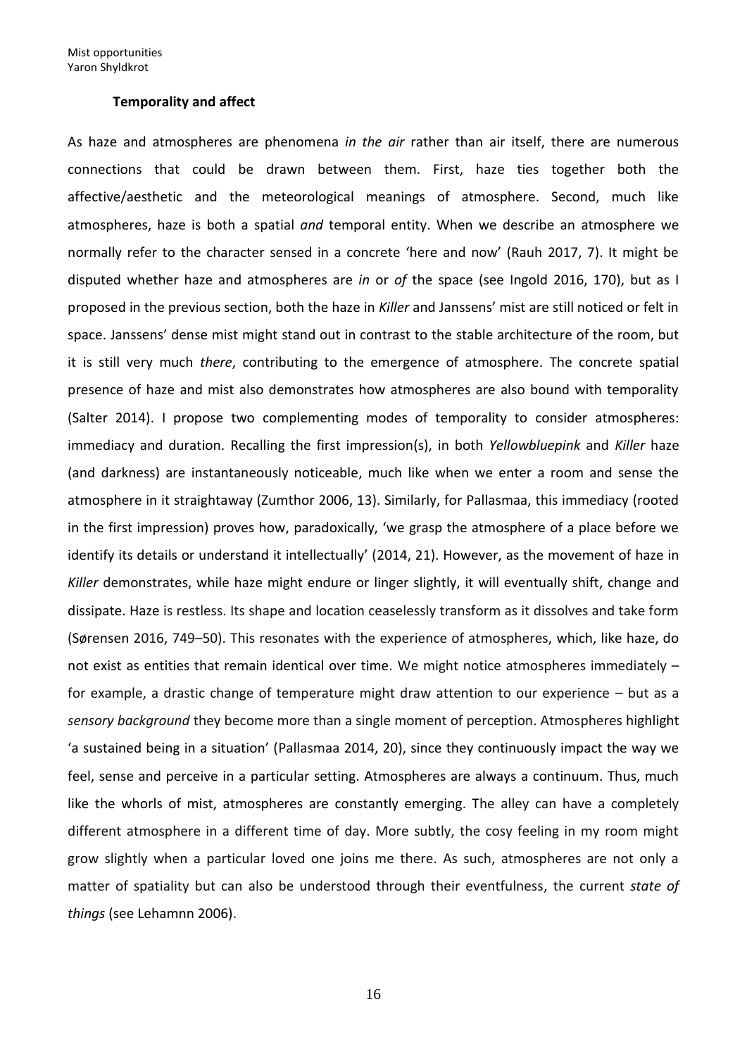### Temporality and affect

As haze and atmospheres are phenomena *in the air* rather than air itself, there are numerous connections that could be drawn between them. First, haze ties together both the affective/aesthetic and the meteorological meanings of atmosphere. Second, much like atmospheres, haze is both a spatial *and* temporal entity. When we describe an atmosphere we normally refer to the character sensed in a concrete 'here and now' (Rauh 2017, 7). It might be disputed whether haze and atmospheres are *in* or *of* the space (see Ingold 2016, 170), but as I proposed in the previous section, both the haze in *Killer* and Janssens' mist are still noticed or felt in space. Janssens' dense mist might stand out in contrast to the stable architecture of the room, but it is still very much *there*, contributing to the emergence of atmosphere. The concrete spatial presence of haze and mist also demonstrates how atmospheres are also bound with temporality (Salter 2014). I propose two complementing modes of temporality to consider atmospheres: immediacy and duration. Recalling the first impression(s), in both *Yellowbluepink* and *Killer* haze (and darkness) are instantaneously noticeable, much like when we enter a room and sense the atmosphere in it straightaway (Zumthor 2006, 13). Similarly, for Pallasmaa, this immediacy (rooted in the first impression) proves how, paradoxically, 'we grasp the atmosphere of a place before we identify its details or understand it intellectually' (2014, 21). However, as the movement of haze in *Killer* demonstrates, while haze might endure or linger slightly, it will eventually shift, change and dissipate. Haze is restless. Its shape and location ceaselessly transform as it dissolves and take form (Sørensen 2016, 749–50). This resonates with the experience of atmospheres, which, like haze, do not exist as entities that remain identical over time. We might notice atmospheres immediately – for example, a drastic change of temperature might draw attention to our experience – but as a *sensory background* they become more than a single moment of perception. Atmospheres highlight 'a sustained being in a situation' (Pallasmaa 2014, 20), since they continuously impact the way we feel, sense and perceive in a particular setting. Atmospheres are always a continuum. Thus, much like the whorls of mist, atmospheres are constantly emerging. The alley can have a completely different atmosphere in a different time of day. More subtly, the cosy feeling in my room might grow slightly when a particular loved one joins me there. As such, atmospheres are not only a matter of spatiality but can also be understood through their eventfulness, the current *state of things* (see Lehamnn 2006).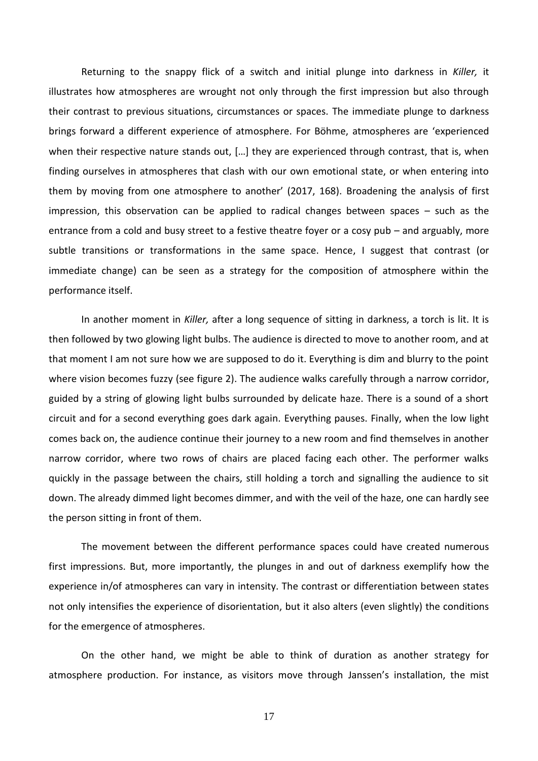Returning to the snappy flick of a switch and initial plunge into darkness in *Killer,* it illustrates how atmospheres are wrought not only through the first impression but also through their contrast to previous situations, circumstances or spaces. The immediate plunge to darkness brings forward a different experience of atmosphere. For Böhme, atmospheres are 'experienced when their respective nature stands out, […] they are experienced through contrast, that is, when finding ourselves in atmospheres that clash with our own emotional state, or when entering into them by moving from one atmosphere to another' (2017, 168). Broadening the analysis of first impression, this observation can be applied to radical changes between spaces – such as the entrance from a cold and busy street to a festive theatre foyer or a cosy pub – and arguably, more subtle transitions or transformations in the same space. Hence, I suggest that contrast (or immediate change) can be seen as a strategy for the composition of atmosphere within the performance itself.

In another moment in *Killer,* after a long sequence of sitting in darkness, a torch is lit. It is then followed by two glowing light bulbs. The audience is directed to move to another room, and at that moment I am not sure how we are supposed to do it. Everything is dim and blurry to the point where vision becomes fuzzy (see figure 2). The audience walks carefully through a narrow corridor, guided by a string of glowing light bulbs surrounded by delicate haze. There is a sound of a short circuit and for a second everything goes dark again. Everything pauses. Finally, when the low light comes back on, the audience continue their journey to a new room and find themselves in another narrow corridor, where two rows of chairs are placed facing each other. The performer walks quickly in the passage between the chairs, still holding a torch and signalling the audience to sit down. The already dimmed light becomes dimmer, and with the veil of the haze, one can hardly see the person sitting in front of them.

The movement between the different performance spaces could have created numerous first impressions. But, more importantly, the plunges in and out of darkness exemplify how the experience in/of atmospheres can vary in intensity. The contrast or differentiation between states not only intensifies the experience of disorientation, but it also alters (even slightly) the conditions for the emergence of atmospheres.

On the other hand, we might be able to think of duration as another strategy for atmosphere production. For instance, as visitors move through Janssen's installation, the mist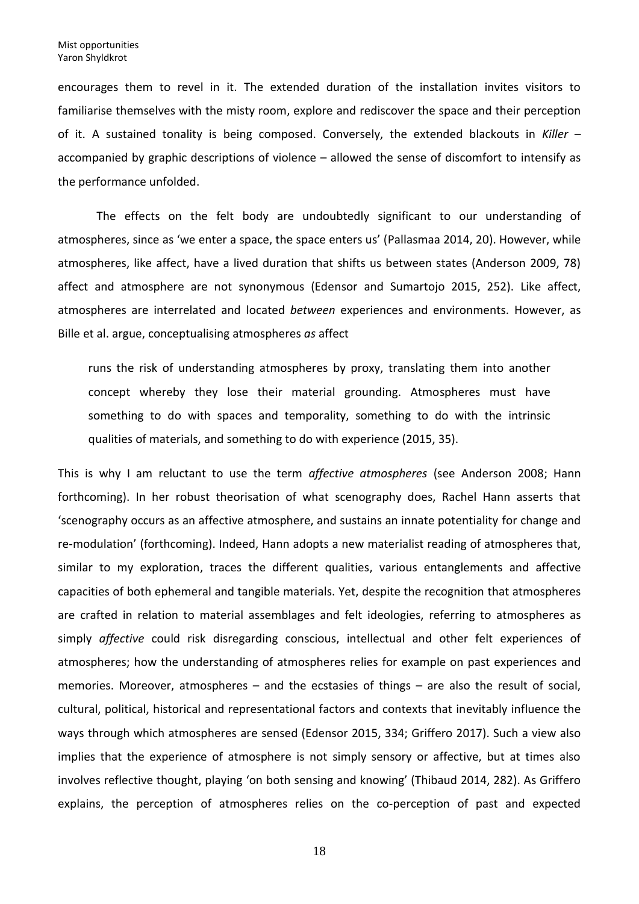encourages them to revel in it. The extended duration of the installation invites visitors to familiarise themselves with the misty room, explore and rediscover the space and their perception of it. A sustained tonality is being composed. Conversely, the extended blackouts in *Killer* – accompanied by graphic descriptions of violence – allowed the sense of discomfort to intensify as the performance unfolded.

The effects on the felt body are undoubtedly significant to our understanding of atmospheres, since as 'we enter a space, the space enters us' (Pallasmaa 2014, 20). However, while atmospheres, like affect, have a lived duration that shifts us between states (Anderson 2009, 78) affect and atmosphere are not synonymous (Edensor and Sumartojo 2015, 252). Like affect, atmospheres are interrelated and located *between* experiences and environments. However, as Bille et al. argue, conceptualising atmospheres *as* affect

> runs the risk of understanding atmospheres by proxy, translating them into another concept whereby they lose their material grounding. Atmospheres must have something to do with spaces and temporality, something to do with the intrinsic qualities of materials, and something to do with experience (2015, 35).

This is why I am reluctant to use the term *affective atmospheres* (see Anderson 2008; Hann forthcoming). In her robust theorisation of what scenography does, Rachel Hann asserts that 'scenography occurs as an affective atmosphere, and sustains an innate potentiality for change and re-modulation' (forthcoming). Indeed, Hann adopts a new materialist reading of atmospheres that, similar to my exploration, traces the different qualities, various entanglements and affective capacities of both ephemeral and tangible materials. Yet, despite the recognition that atmospheres are crafted in relation to material assemblages and felt ideologies, referring to atmospheres as simply *affective* could risk disregarding conscious, intellectual and other felt experiences of atmospheres; how the understanding of atmospheres relies for example on past experiences and memories. Moreover, atmospheres – and the ecstasies of things – are also the result of social, cultural, political, historical and representational factors and contexts that inevitably influence the ways through which atmospheres are sensed (Edensor 2015, 334; Griffero 2017). Such a view also implies that the experience of atmosphere is not simply sensory or affective, but at times also involves reflective thought, playing 'on both sensing and knowing' (Thibaud 2014, 282). As Griffero explains, the perception of atmospheres relies on the co-perception of past and expected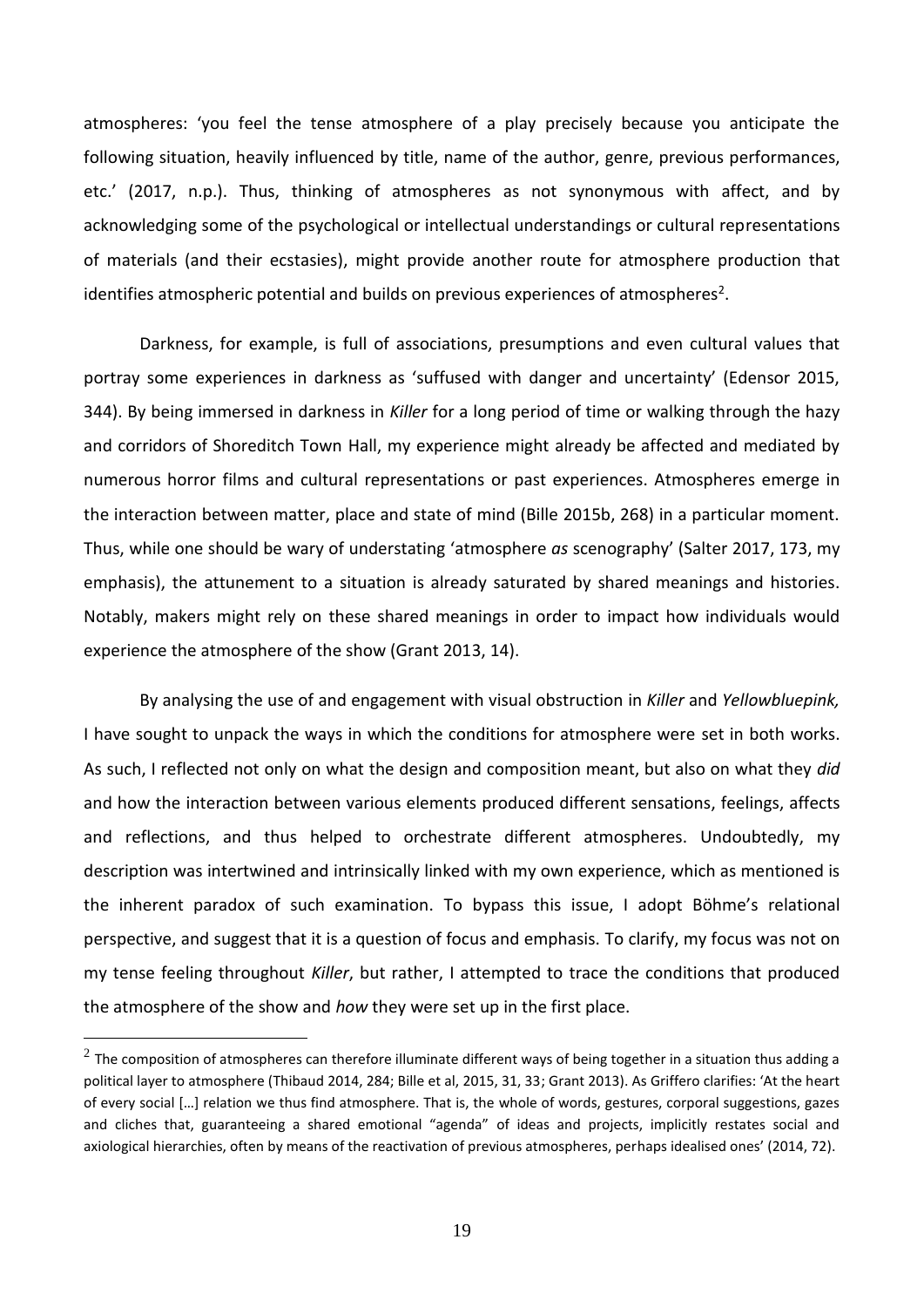atmospheres: 'you feel the tense atmosphere of a play precisely because you anticipate the following situation, heavily influenced by title, name of the author, genre, previous performances, etc.' (2017, n.p.). Thus, thinking of atmospheres as not synonymous with affect, and by acknowledging some of the psychological or intellectual understandings or cultural representations of materials (and their ecstasies), might provide another route for atmosphere production that identifies atmospheric potential and builds on previous experiences of atmospheres[2].

Darkness, for example, is full of associations, presumptions and even cultural values that portray some experiences in darkness as 'suffused with danger and uncertainty' (Edensor 2015, 344). By being immersed in darkness in *Killer* for a long period of time or walking through the hazy and corridors of Shoreditch Town Hall, my experience might already be affected and mediated by numerous horror films and cultural representations or past experiences. Atmospheres emerge in the interaction between matter, place and state of mind (Bille 2015b, 268) in a particular moment. Thus, while one should be wary of understating 'atmosphere *as* scenography' (Salter 2017, 173, my emphasis), the attunement to a situation is already saturated by shared meanings and histories. Notably, makers might rely on these shared meanings in order to impact how individuals would experience the atmosphere of the show (Grant 2013, 14).

By analysing the use of and engagement with visual obstruction in *Killer* and *Yellowbluepink,* I have sought to unpack the ways in which the conditions for atmosphere were set in both works. As such, I reflected not only on what the design and composition meant, but also on what they *did* and how the interaction between various elements produced different sensations, feelings, affects and reflections, and thus helped to orchestrate different atmospheres. Undoubtedly, my description was intertwined and intrinsically linked with my own experience, which as mentioned is the inherent paradox of such examination. To bypass this issue, I adopt Böhme's relational perspective, and suggest that it is a question of focus and emphasis. To clarify, my focus was not on my tense feeling throughout *Killer*, but rather, I attempted to trace the conditions that produced the atmosphere of the show and *how* they were set up in the first place.

[2] The composition of atmospheres can therefore illuminate different ways of being together in a situation thus adding a political layer to atmosphere (Thibaud 2014, 284; Bille et al, 2015, 31, 33; Grant 2013). As Griffero clarifies: 'At the heart of every social […] relation we thus find atmosphere. That is, the whole of words, gestures, corporal suggestions, gazes and cliches that, guaranteeing a shared emotional "agenda" of ideas and projects, implicitly restates social and axiological hierarchies, often by means of the reactivation of previous atmospheres, perhaps idealised ones' (2014, 72).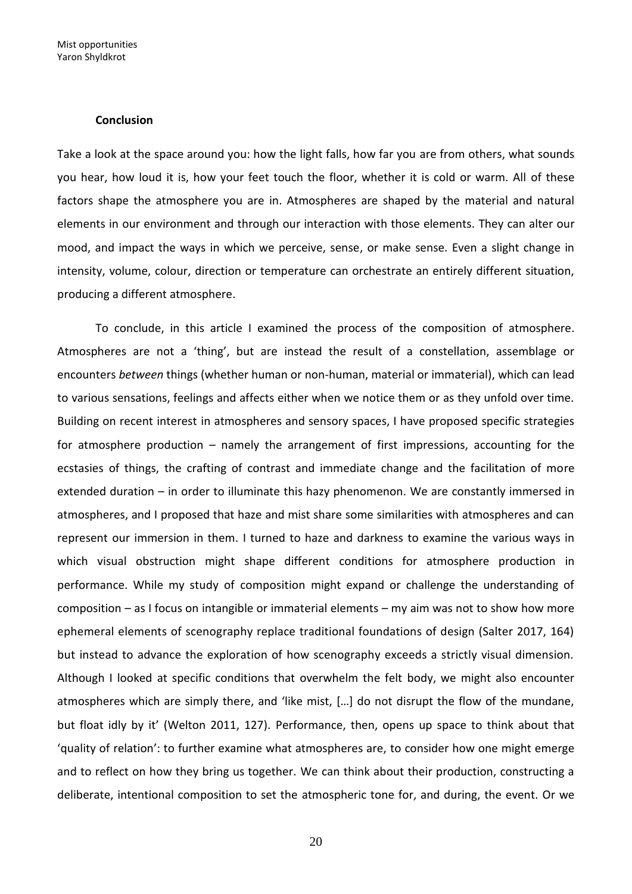## Conclusion

Take a look at the space around you: how the light falls, how far you are from others, what sounds you hear, how loud it is, how your feet touch the floor, whether it is cold or warm. All of these factors shape the atmosphere you are in. Atmospheres are shaped by the material and natural elements in our environment and through our interaction with those elements. They can alter our mood, and impact the ways in which we perceive, sense, or make sense. Even a slight change in intensity, volume, colour, direction or temperature can orchestrate an entirely different situation, producing a different atmosphere.

To conclude, in this article I examined the process of the composition of atmosphere. Atmospheres are not a 'thing', but are instead the result of a constellation, assemblage or encounters *between* things (whether human or non-human, material or immaterial), which can lead to various sensations, feelings and affects either when we notice them or as they unfold over time. Building on recent interest in atmospheres and sensory spaces, I have proposed specific strategies for atmosphere production – namely the arrangement of first impressions, accounting for the ecstasies of things, the crafting of contrast and immediate change and the facilitation of more extended duration – in order to illuminate this hazy phenomenon. We are constantly immersed in atmospheres, and I proposed that haze and mist share some similarities with atmospheres and can represent our immersion in them. I turned to haze and darkness to examine the various ways in which visual obstruction might shape different conditions for atmosphere production in performance. While my study of composition might expand or challenge the understanding of composition – as I focus on intangible or immaterial elements – my aim was not to show how more ephemeral elements of scenography replace traditional foundations of design (Salter 2017, 164) but instead to advance the exploration of how scenography exceeds a strictly visual dimension. Although I looked at specific conditions that overwhelm the felt body, we might also encounter atmospheres which are simply there, and 'like mist, […] do not disrupt the flow of the mundane, but float idly by it' (Welton 2011, 127). Performance, then, opens up space to think about that 'quality of relation': to further examine what atmospheres are, to consider how one might emerge and to reflect on how they bring us together. We can think about their production, constructing a deliberate, intentional composition to set the atmospheric tone for, and during, the event. Or we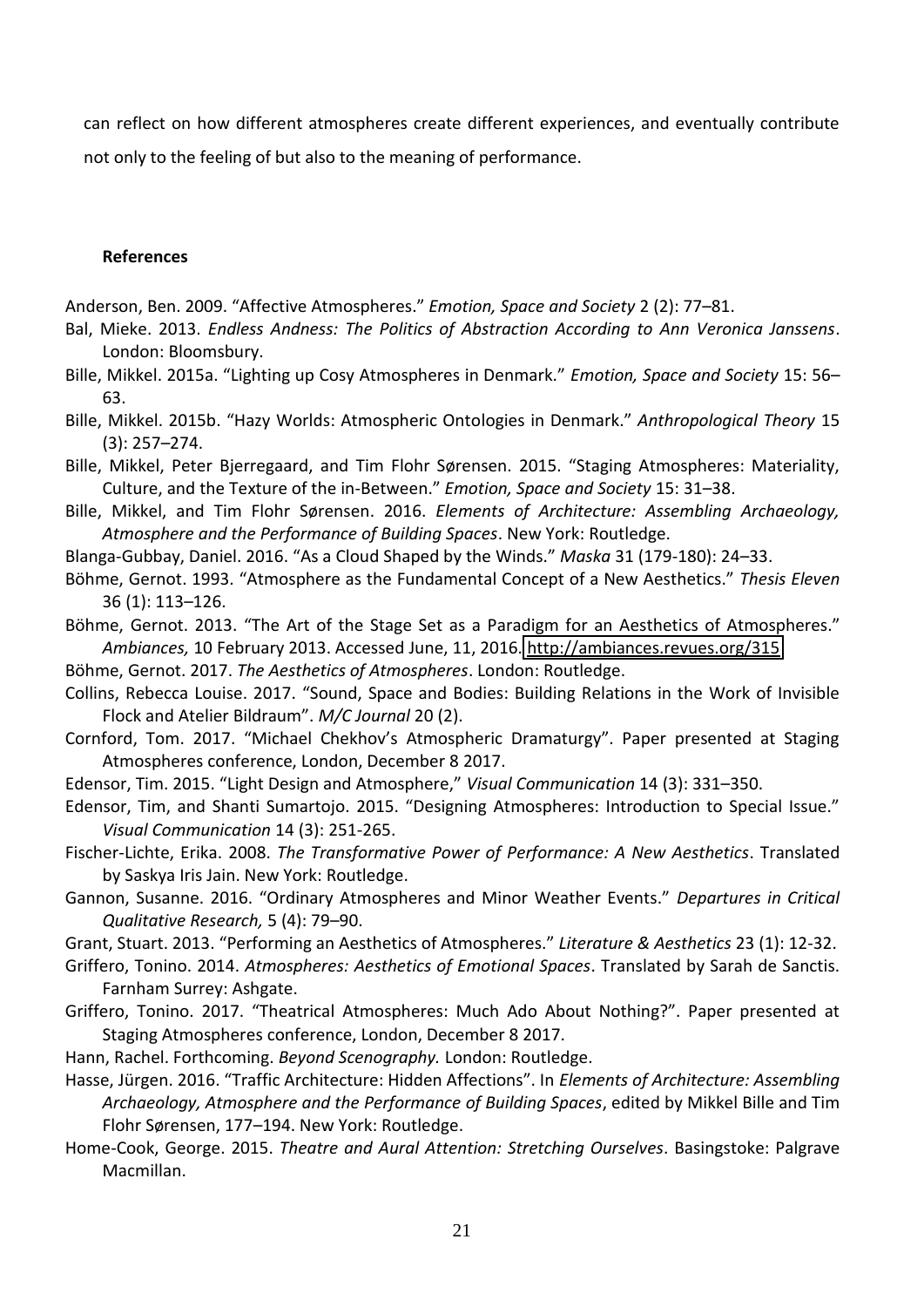can reflect on how different atmospheres create different experiences, and eventually contribute not only to the feeling of but also to the meaning of performance.

## References

Anderson, Ben. 2009. "Affective Atmospheres." *Emotion, Space and Society* 2 (2): 77–81.

Bal, Mieke. 2013. *Endless Andness: The Politics of Abstraction According to Ann Veronica Janssens*. London: Bloomsbury.

Bille, Mikkel. 2015a. "Lighting up Cosy Atmospheres in Denmark." *Emotion, Space and Society* 15: 56–63.

Bille, Mikkel. 2015b. "Hazy Worlds: Atmospheric Ontologies in Denmark." *Anthropological Theory* 15 (3): 257–274.

Bille, Mikkel, Peter Bjerregaard, and Tim Flohr Sørensen. 2015. "Staging Atmospheres: Materiality, Culture, and the Texture of the in-Between." *Emotion, Space and Society* 15: 31–38.

Bille, Mikkel, and Tim Flohr Sørensen. 2016. *Elements of Architecture: Assembling Archaeology, Atmosphere and the Performance of Building Spaces*. New York: Routledge.

Blanga-Gubbay, Daniel. 2016. "As a Cloud Shaped by the Winds." *Maska* 31 (179-180): 24–33.

Böhme, Gernot. 1993. "Atmosphere as the Fundamental Concept of a New Aesthetics." *Thesis Eleven* 36 (1): 113–126.

Böhme, Gernot. 2013. "The Art of the Stage Set as a Paradigm for an Aesthetics of Atmospheres." *Ambiances,* 10 February 2013. Accessed June, 11, 2016. http://ambiances.revues.org/315

Böhme, Gernot. 2017. *The Aesthetics of Atmospheres*. London: Routledge.

Collins, Rebecca Louise. 2017. "Sound, Space and Bodies: Building Relations in the Work of Invisible Flock and Atelier Bildraum". *M/C Journal* 20 (2).

Cornford, Tom. 2017. "Michael Chekhov's Atmospheric Dramaturgy". Paper presented at Staging Atmospheres conference, London, December 8 2017.

Edensor, Tim. 2015. "Light Design and Atmosphere," *Visual Communication* 14 (3): 331–350.

Edensor, Tim, and Shanti Sumartojo. 2015. "Designing Atmospheres: Introduction to Special Issue." *Visual Communication* 14 (3): 251-265.

Fischer-Lichte, Erika. 2008. *The Transformative Power of Performance: A New Aesthetics*. Translated by Saskya Iris Jain. New York: Routledge.

Gannon, Susanne. 2016. "Ordinary Atmospheres and Minor Weather Events." *Departures in Critical Qualitative Research,* 5 (4): 79–90.

Grant, Stuart. 2013. "Performing an Aesthetics of Atmospheres." *Literature & Aesthetics* 23 (1): 12-32.

Griffero, Tonino. 2014. *Atmospheres: Aesthetics of Emotional Spaces*. Translated by Sarah de Sanctis. Farnham Surrey: Ashgate.

Griffero, Tonino. 2017. "Theatrical Atmospheres: Much Ado About Nothing?". Paper presented at Staging Atmospheres conference, London, December 8 2017.

Hann, Rachel. Forthcoming. *Beyond Scenography.* London: Routledge.

Hasse, Jürgen. 2016. "Traffic Architecture: Hidden Affections". In *Elements of Architecture: Assembling Archaeology, Atmosphere and the Performance of Building Spaces*, edited by Mikkel Bille and Tim Flohr Sørensen, 177–194. New York: Routledge.

Home-Cook, George. 2015. *Theatre and Aural Attention: Stretching Ourselves*. Basingstoke: Palgrave Macmillan.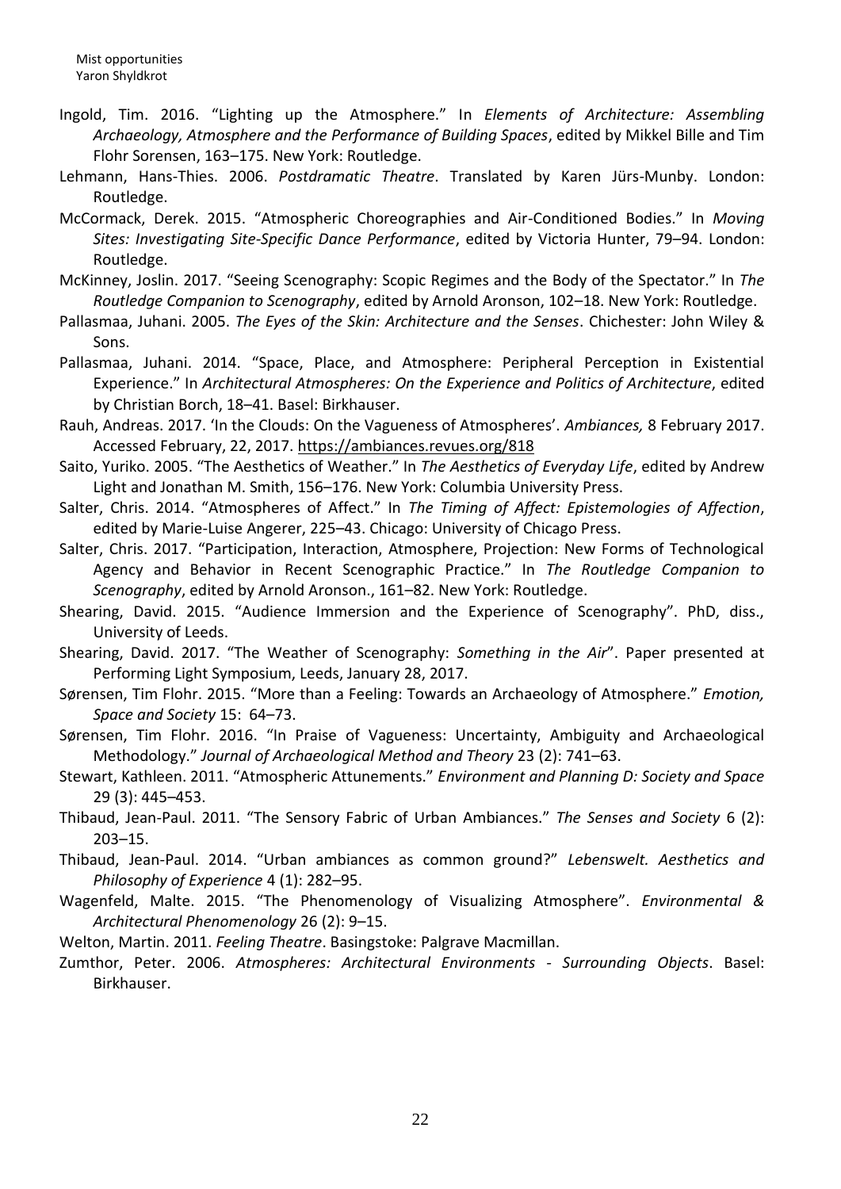Ingold, Tim. 2016. "Lighting up the Atmosphere." In *Elements of Architecture: Assembling Archaeology, Atmosphere and the Performance of Building Spaces*, edited by Mikkel Bille and Tim Flohr Sorensen, 163–175. New York: Routledge.

Lehmann, Hans-Thies. 2006. *Postdramatic Theatre*. Translated by Karen Jürs-Munby. London: Routledge.

McCormack, Derek. 2015. "Atmospheric Choreographies and Air-Conditioned Bodies." In *Moving Sites: Investigating Site-Specific Dance Performance*, edited by Victoria Hunter, 79–94. London: Routledge.

McKinney, Joslin. 2017. "Seeing Scenography: Scopic Regimes and the Body of the Spectator." In *The Routledge Companion to Scenography*, edited by Arnold Aronson, 102–18. New York: Routledge.

Pallasmaa, Juhani. 2005. *The Eyes of the Skin: Architecture and the Senses*. Chichester: John Wiley & Sons.

Pallasmaa, Juhani. 2014. "Space, Place, and Atmosphere: Peripheral Perception in Existential Experience." In *Architectural Atmospheres: On the Experience and Politics of Architecture*, edited by Christian Borch, 18–41. Basel: Birkhauser.

Rauh, Andreas. 2017. 'In the Clouds: On the Vagueness of Atmospheres'. *Ambiances,* 8 February 2017. Accessed February, 22, 2017. https://ambiances.revues.org/818

Saito, Yuriko. 2005. "The Aesthetics of Weather." In *The Aesthetics of Everyday Life*, edited by Andrew Light and Jonathan M. Smith, 156–176. New York: Columbia University Press.

Salter, Chris. 2014. "Atmospheres of Affect." In *The Timing of Affect: Epistemologies of Affection*, edited by Marie-Luise Angerer, 225–43. Chicago: University of Chicago Press.

Salter, Chris. 2017. "Participation, Interaction, Atmosphere, Projection: New Forms of Technological Agency and Behavior in Recent Scenographic Practice." In *The Routledge Companion to Scenography*, edited by Arnold Aronson., 161–82. New York: Routledge.

Shearing, David. 2015. "Audience Immersion and the Experience of Scenography". PhD, diss., University of Leeds.

Shearing, David. 2017. "The Weather of Scenography: *Something in the Air*". Paper presented at Performing Light Symposium, Leeds, January 28, 2017.

Sørensen, Tim Flohr. 2015. "More than a Feeling: Towards an Archaeology of Atmosphere." *Emotion, Space and Society* 15: 64–73.

Sørensen, Tim Flohr. 2016. "In Praise of Vagueness: Uncertainty, Ambiguity and Archaeological Methodology." *Journal of Archaeological Method and Theory* 23 (2): 741–63.

Stewart, Kathleen. 2011. "Atmospheric Attunements." *Environment and Planning D: Society and Space* 29 (3): 445–453.

Thibaud, Jean-Paul. 2011. "The Sensory Fabric of Urban Ambiances." *The Senses and Society* 6 (2): 203–15.

Thibaud, Jean-Paul. 2014. "Urban ambiances as common ground?" *Lebenswelt. Aesthetics and Philosophy of Experience* 4 (1): 282–95.

Wagenfeld, Malte. 2015. "The Phenomenology of Visualizing Atmosphere". *Environmental & Architectural Phenomenology* 26 (2): 9–15.

Welton, Martin. 2011. *Feeling Theatre*. Basingstoke: Palgrave Macmillan.

Zumthor, Peter. 2006. *Atmospheres: Architectural Environments - Surrounding Objects*. Basel: Birkhauser.